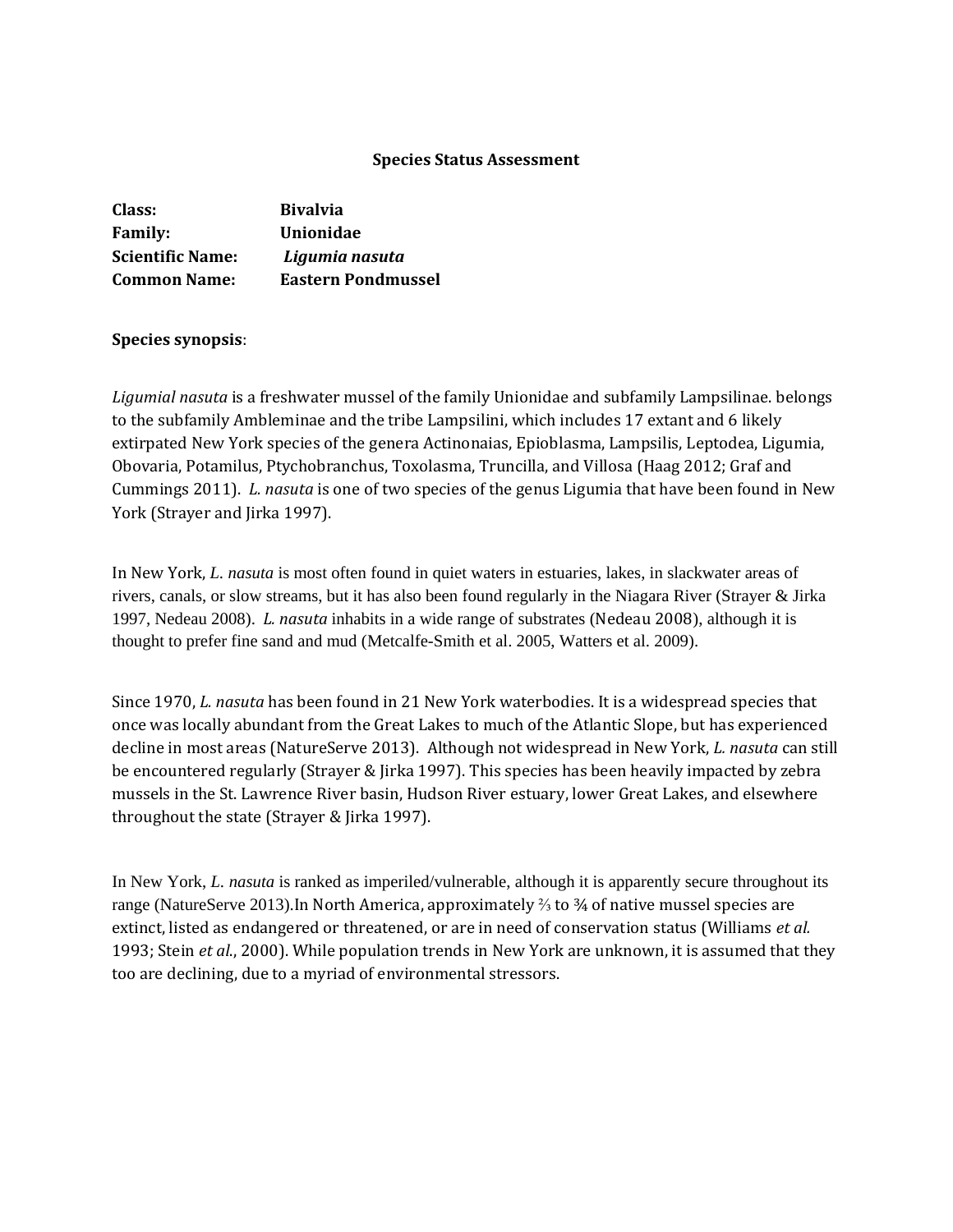**Species Status Assessment**

**Class:** **Bivalvia**
**Family:** **Unionidae**
**Scientific Name:** ***Ligumia nasuta***
**Common Name:** **Eastern Pondmussel**

**Species synopsis**:

*Ligumial nasuta* is a freshwater mussel of the family Unionidae and subfamily Lampsilinae. belongs to the subfamily Ambleminae and the tribe Lampsilini, which includes 17 extant and 6 likely extirpated New York species of the genera Actinonaias, Epioblasma, Lampsilis, Leptodea, Ligumia, Obovaria, Potamilus, Ptychobranchus, Toxolasma, Truncilla, and Villosa (Haag 2012; Graf and Cummings 2011). *L. nasuta* is one of two species of the genus Ligumia that have been found in New York (Strayer and Jirka 1997).

In New York, *L. nasuta* is most often found in quiet waters in estuaries, lakes, in slackwater areas of rivers, canals, or slow streams, but it has also been found regularly in the Niagara River (Strayer & Jirka 1997, Nedeau 2008). *L. nasuta* inhabits in a wide range of substrates (Nedeau 2008), although it is thought to prefer fine sand and mud (Metcalfe-Smith et al. 2005, Watters et al. 2009).

Since 1970, *L. nasuta* has been found in 21 New York waterbodies. It is a widespread species that once was locally abundant from the Great Lakes to much of the Atlantic Slope, but has experienced decline in most areas (NatureServe 2013). Although not widespread in New York, *L. nasuta* can still be encountered regularly (Strayer & Jirka 1997). This species has been heavily impacted by zebra mussels in the St. Lawrence River basin, Hudson River estuary, lower Great Lakes, and elsewhere throughout the state (Strayer & Jirka 1997).

In New York, *L. nasuta* is ranked as imperiled/vulnerable, although it is apparently secure throughout its range (NatureServe 2013).In North America, approximately ⅔ to ¾ of native mussel species are extinct, listed as endangered or threatened, or are in need of conservation status (Williams *et al.* 1993; Stein *et al.*, 2000). While population trends in New York are unknown, it is assumed that they too are declining, due to a myriad of environmental stressors.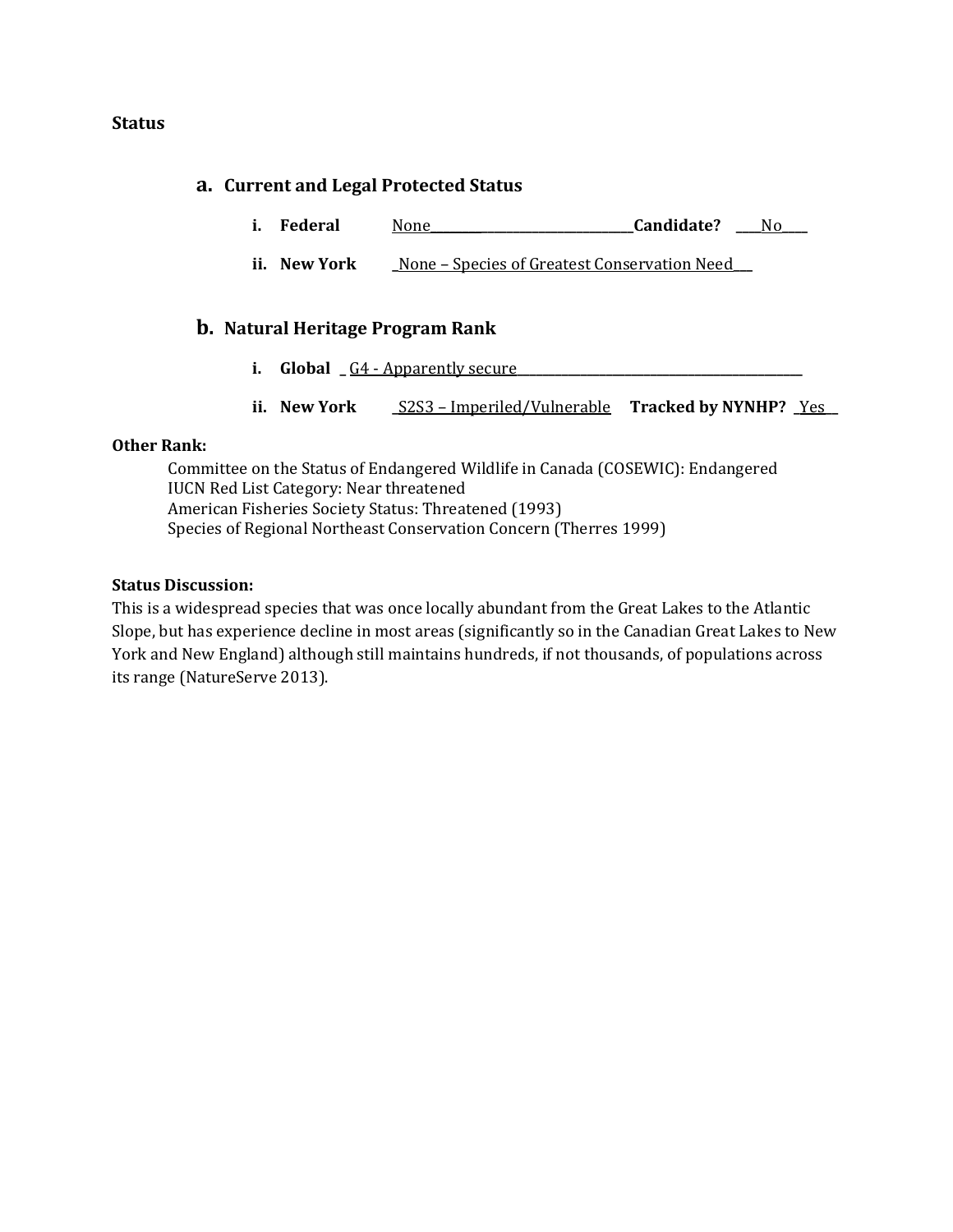## Status

### a. Current and Legal Protected Status

i. **Federal** None **Candidate?** No

ii. **New York** None – Species of Greatest Conservation Need

### b. Natural Heritage Program Rank

i. **Global** G4 - Apparently secure

ii. **New York** S2S3 – Imperiled/Vulnerable **Tracked by NYNHP?** Yes

**Other Rank:**

Committee on the Status of Endangered Wildlife in Canada (COSEWIC): Endangered
IUCN Red List Category: Near threatened
American Fisheries Society Status: Threatened (1993)
Species of Regional Northeast Conservation Concern (Therres 1999)

**Status Discussion:**

This is a widespread species that was once locally abundant from the Great Lakes to the Atlantic Slope, but has experience decline in most areas (significantly so in the Canadian Great Lakes to New York and New England) although still maintains hundreds, if not thousands, of populations across its range (NatureServe 2013).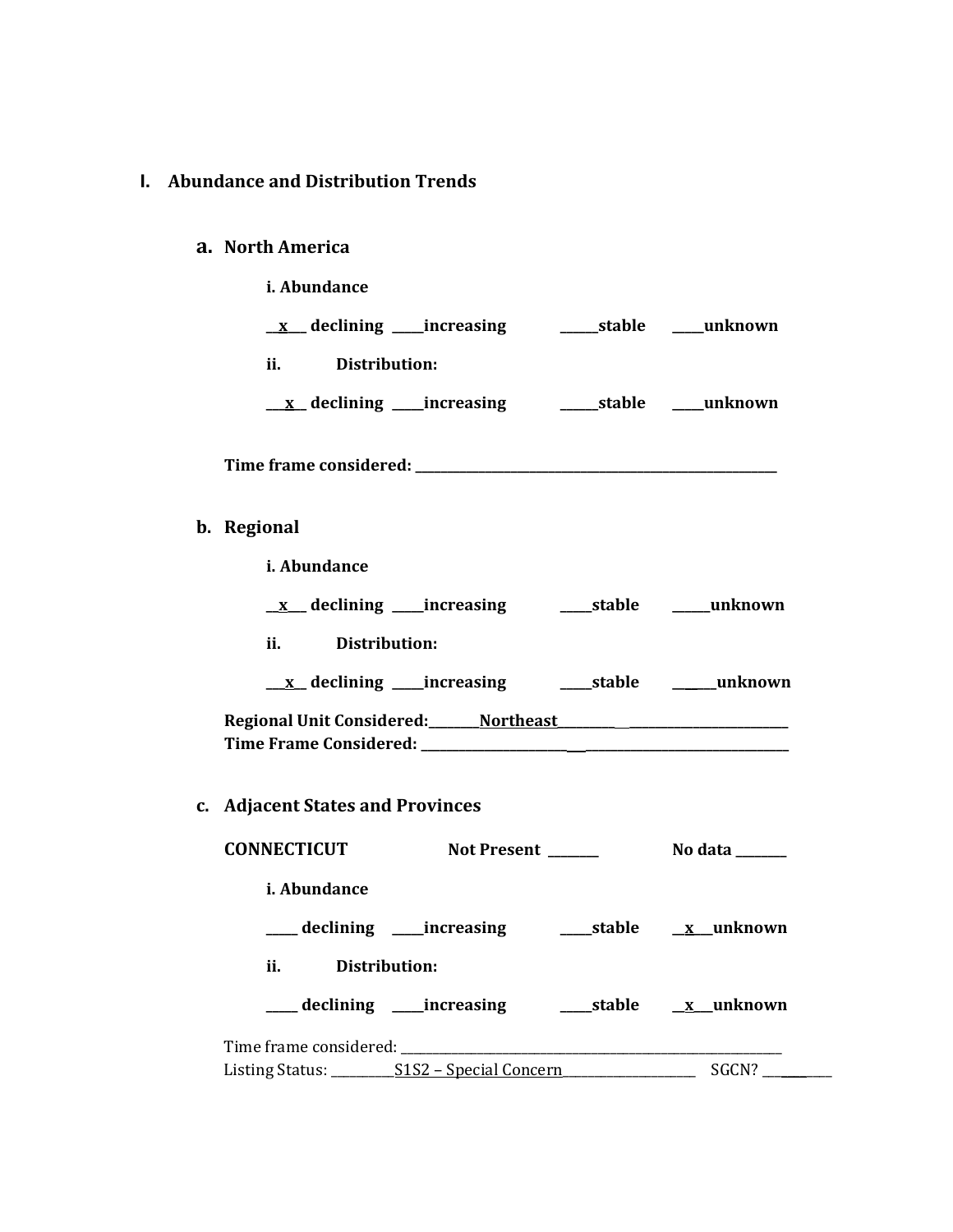# I. Abundance and Distribution Trends

## a. North America

**i. Abundance**

**__x__ declining ____increasing ______stable ____unknown**

**ii. Distribution:**

**__x__ declining ____increasing ______stable ____unknown**

**Time frame considered: ________________________________________________**

## b. Regional

**i. Abundance**

**__x__ declining ____increasing ____stable _____unknown**

**ii. Distribution:**

**__x__ declining ____increasing ____stable _____unknown**

**Regional Unit Considered:________Northeast______________________________**
**Time Frame Considered: ________________________________________________**

## c. Adjacent States and Provinces

**CONNECTICUT Not Present _______ No data _______**

**i. Abundance**

**____ declining ____increasing ____stable __x__unknown**

**ii. Distribution:**

**____ declining ____increasing ____stable __x__unknown**

Time frame considered: ________________________________________________
Listing Status: _________S1S2 – Special Concern___________________ SGCN? __________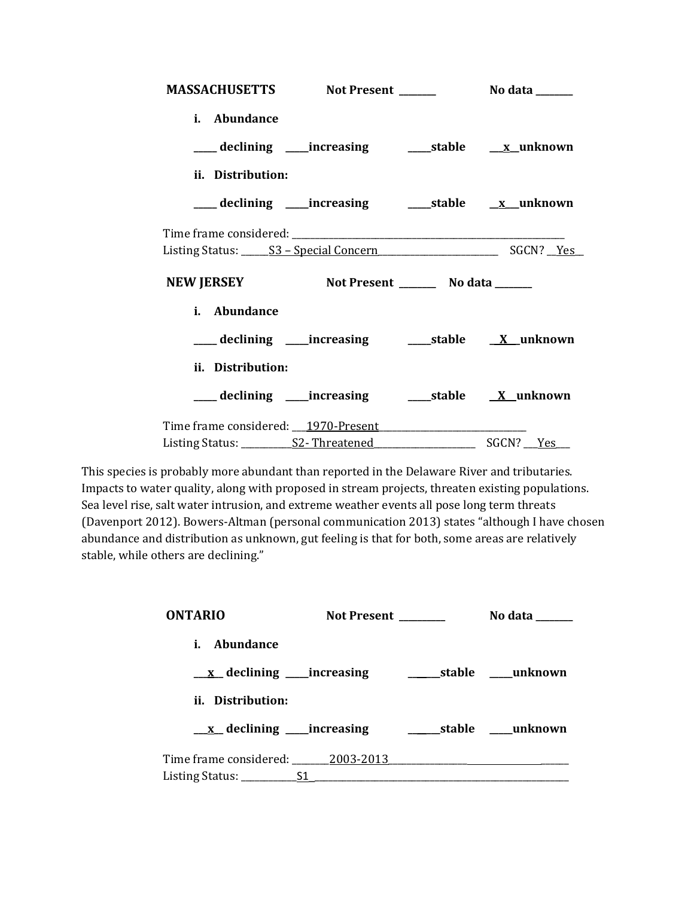**MASSACHUSETTS** **Not Present \_\_\_\_\_\_\_\_** **No data \_\_\_\_\_\_\_\_**

**i. Abundance**

**\_\_\_\_\_ declining \_\_\_\_\_increasing \_\_\_\_\_stable \_\_\_x\_\_unknown**

**ii. Distribution:**

**\_\_\_\_\_ declining \_\_\_\_\_increasing \_\_\_\_\_stable \_\_x\_\_\_unknown**

Time frame considered: \_\_\_\_\_\_\_\_\_\_\_\_\_\_\_\_\_\_\_\_\_\_\_\_\_\_\_\_\_\_\_\_\_\_\_\_\_\_\_\_\_\_\_\_\_\_\_\_\_\_\_\_\_\_\_\_\_\_\_\_\_
Listing Status: \_\_\_\_\_\_S3 – Special Concern\_\_\_\_\_\_\_\_\_\_\_\_\_\_\_\_\_\_\_\_\_\_\_\_\_\_\_ SGCN? \_\_Yes\_\_

**NEW JERSEY** **Not Present \_\_\_\_\_\_\_\_** **No data \_\_\_\_\_\_\_\_**

**i. Abundance**

**\_\_\_\_\_ declining \_\_\_\_\_increasing \_\_\_\_\_stable \_\_X\_\_\_unknown**

**ii. Distribution:**

**\_\_\_\_\_ declining \_\_\_\_\_increasing \_\_\_\_\_stable \_\_X\_\_\_unknown**

Time frame considered: \_\_\_\_1970-Present\_\_\_\_\_\_\_\_\_\_\_\_\_\_\_\_\_\_\_\_\_\_\_\_\_\_\_\_\_\_\_\_\_\_
Listing Status: \_\_\_\_\_\_\_\_\_\_\_\_S2- Threatened\_\_\_\_\_\_\_\_\_\_\_\_\_\_\_\_\_\_\_\_\_\_\_\_ SGCN? \_\_\_Yes\_\_\_

This species is probably more abundant than reported in the Delaware River and tributaries. Impacts to water quality, along with proposed in stream projects, threaten existing populations. Sea level rise, salt water intrusion, and extreme weather events all pose long term threats (Davenport 2012). Bowers-Altman (personal communication 2013) states "although I have chosen abundance and distribution as unknown, gut feeling is that for both, some areas are relatively stable, while others are declining."

**ONTARIO** **Not Present \_\_\_\_\_\_\_\_\_\_** **No data \_\_\_\_\_\_\_\_**

**i. Abundance**

**\_\_\_x\_\_ declining \_\_\_\_\_increasing \_\_\_\_\_\_\_stable \_\_\_\_\_unknown**

**ii. Distribution:**

**\_\_\_x\_\_ declining \_\_\_\_\_increasing \_\_\_\_\_\_\_stable \_\_\_\_\_unknown**

Time frame considered: \_\_\_\_\_\_\_\_\_2003-2013\_\_\_\_\_\_\_\_\_\_\_\_\_\_\_\_\_\_\_\_\_\_\_\_\_\_\_\_\_\_\_\_\_\_\_\_\_\_\_
Listing Status: \_\_\_\_\_\_\_\_\_\_\_\_\_S1\_\_\_\_\_\_\_\_\_\_\_\_\_\_\_\_\_\_\_\_\_\_\_\_\_\_\_\_\_\_\_\_\_\_\_\_\_\_\_\_\_\_\_\_\_\_\_\_\_\_\_\_\_\_\_\_\_\_\_\_\_\_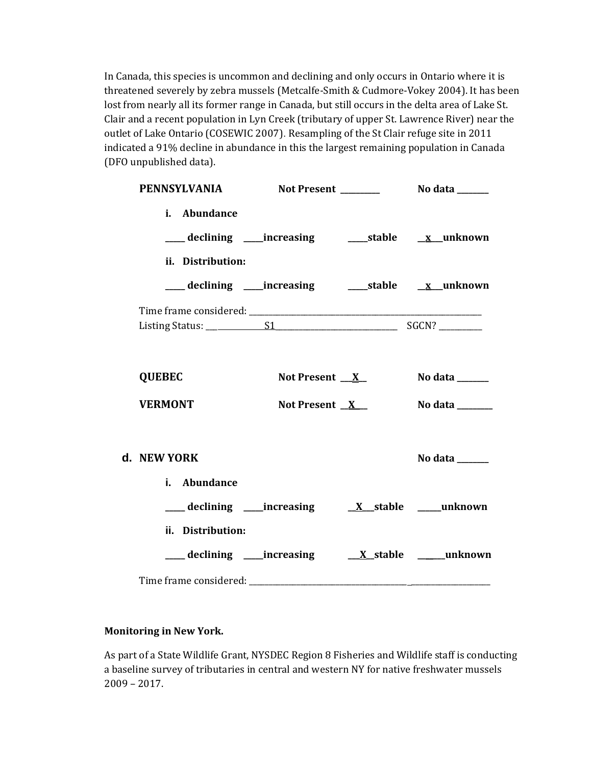In Canada, this species is uncommon and declining and only occurs in Ontario where it is threatened severely by zebra mussels (Metcalfe-Smith & Cudmore-Vokey 2004). It has been lost from nearly all its former range in Canada, but still occurs in the delta area of Lake St. Clair and a recent population in Lyn Creek (tributary of upper St. Lawrence River) near the outlet of Lake Ontario (COSEWIC 2007). Resampling of the St Clair refuge site in 2011 indicated a 91% decline in abundance in this the largest remaining population in Canada (DFO unpublished data).

**PENNSYLVANIA** **Not Present** ________ **No data** ______

**i. Abundance**

_____ **declining** _____**increasing** _____**stable** __x__**unknown**

**ii. Distribution:**

_____ **declining** _____**increasing** _____**stable** __x__**unknown**

Time frame considered: ____________________________________________

Listing Status: ______S1______________________ SGCN? _________

**QUEBEC** **Not Present** __X__ **No data** ______

**VERMONT** **Not Present** __X__ **No data** ______

**d. NEW YORK** **No data** ______

**i. Abundance**

_____ **declining** _____**increasing** __X__**stable** _____**unknown**

**ii. Distribution:**

_____ **declining** _____**increasing** __X__**stable** _____**unknown**

Time frame considered: ____________________________________________

**Monitoring in New York.**

As part of a State Wildlife Grant, NYSDEC Region 8 Fisheries and Wildlife staff is conducting a baseline survey of tributaries in central and western NY for native freshwater mussels 2009 – 2017.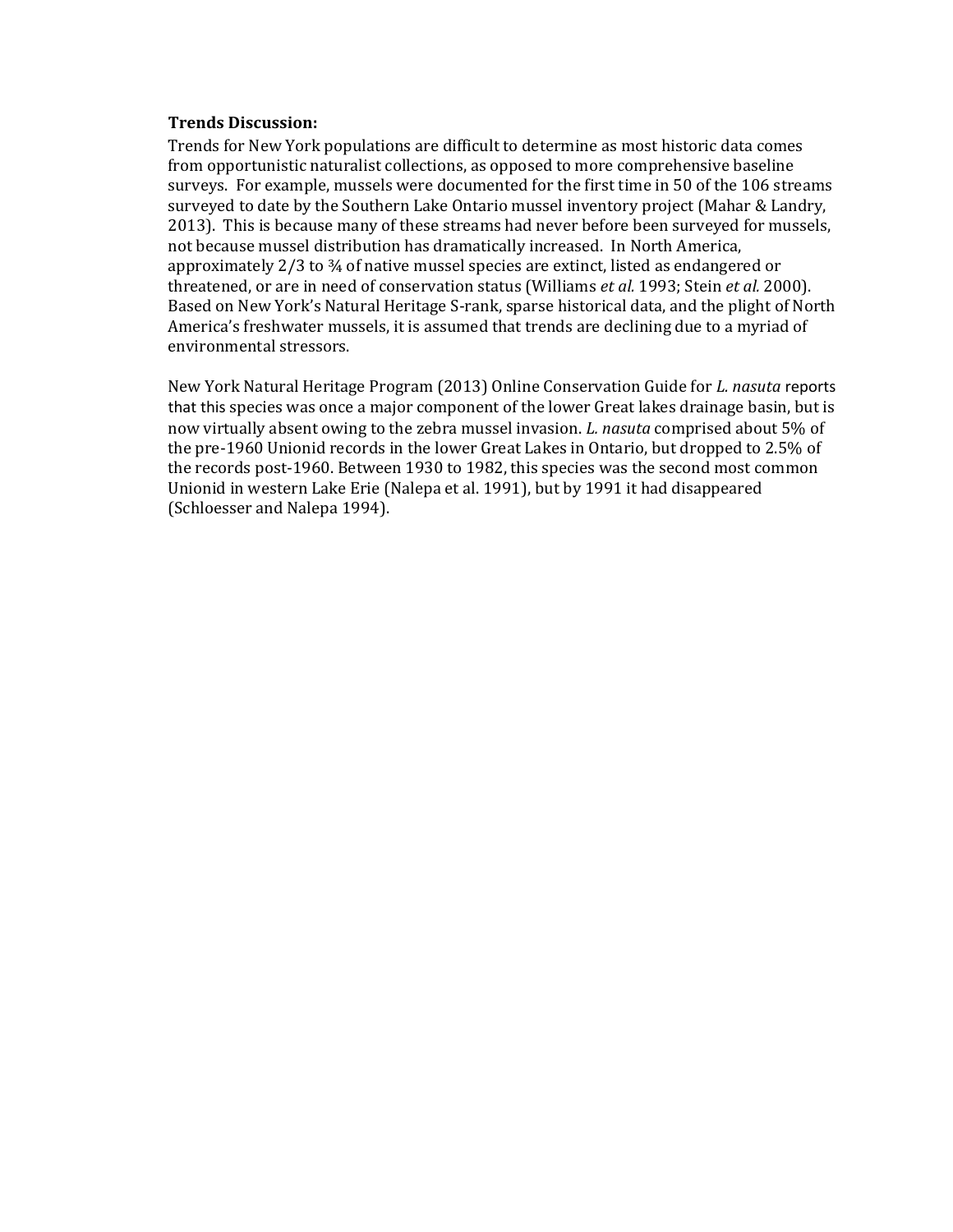**Trends Discussion:**

Trends for New York populations are difficult to determine as most historic data comes from opportunistic naturalist collections, as opposed to more comprehensive baseline surveys. For example, mussels were documented for the first time in 50 of the 106 streams surveyed to date by the Southern Lake Ontario mussel inventory project (Mahar & Landry, 2013). This is because many of these streams had never before been surveyed for mussels, not because mussel distribution has dramatically increased. In North America, approximately 2/3 to ¾ of native mussel species are extinct, listed as endangered or threatened, or are in need of conservation status (Williams *et al.* 1993; Stein *et al.* 2000). Based on New York's Natural Heritage S-rank, sparse historical data, and the plight of North America's freshwater mussels, it is assumed that trends are declining due to a myriad of environmental stressors.

New York Natural Heritage Program (2013) Online Conservation Guide for *L. nasuta* reports that this species was once a major component of the lower Great lakes drainage basin, but is now virtually absent owing to the zebra mussel invasion. *L. nasuta* comprised about 5% of the pre-1960 Unionid records in the lower Great Lakes in Ontario, but dropped to 2.5% of the records post-1960. Between 1930 to 1982, this species was the second most common Unionid in western Lake Erie (Nalepa et al. 1991), but by 1991 it had disappeared (Schloesser and Nalepa 1994).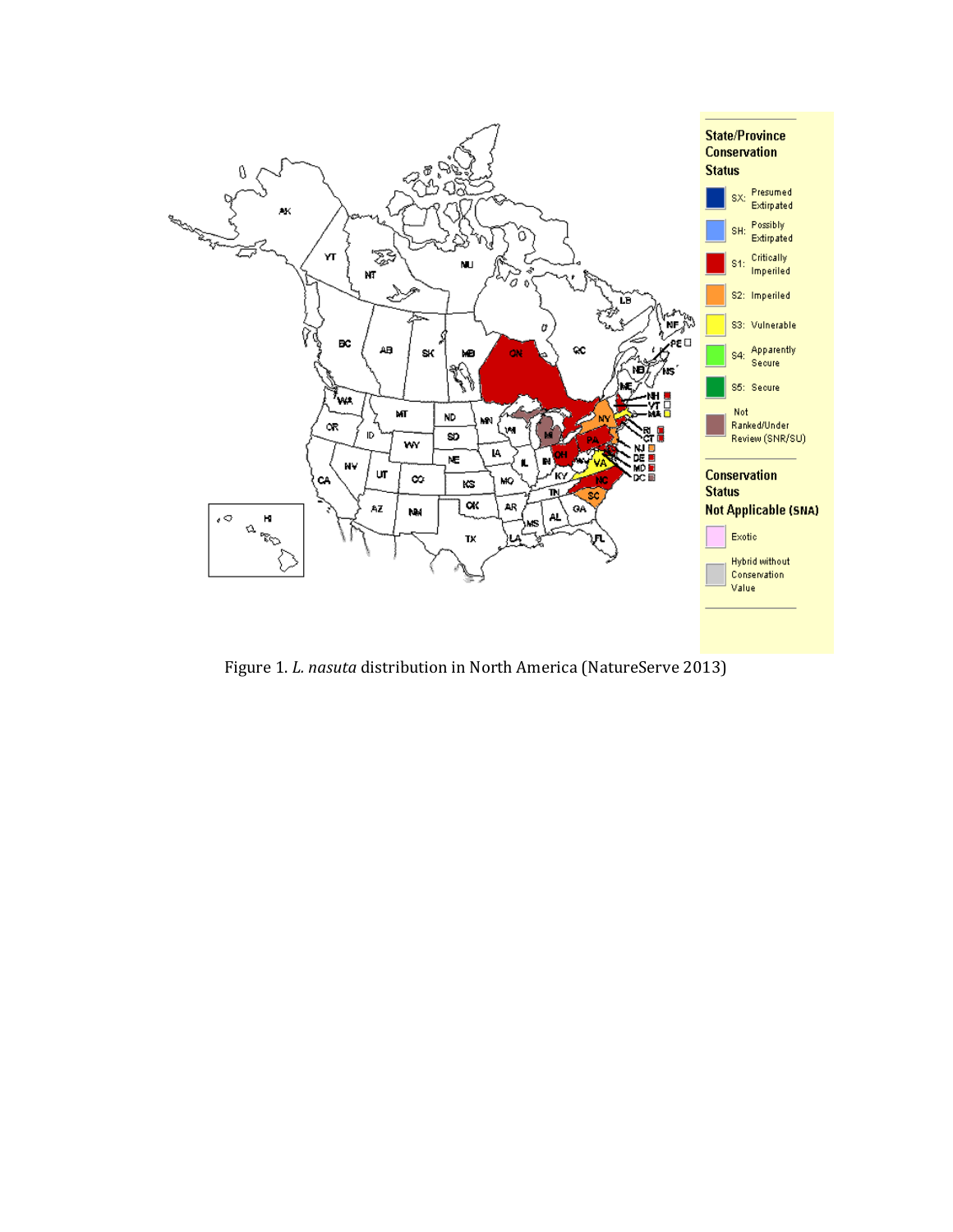Figure 1. *L. nasuta* distribution in North America (NatureServe 2013)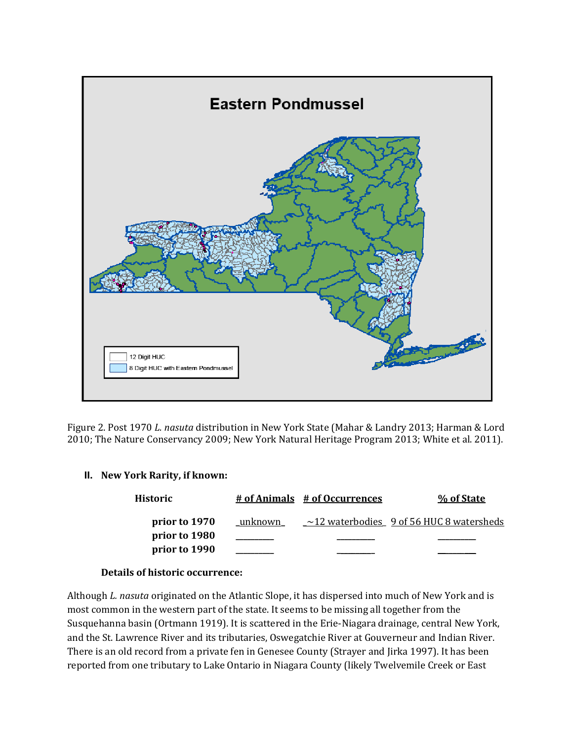Figure 2. Post 1970 *L. nasuta* distribution in New York State (Mahar & Landry 2013; Harman & Lord 2010; The Nature Conservancy 2009; New York Natural Heritage Program 2013; White et al. 2011).

## II. New York Rarity, if known:

| Historic | # of Animals | # of Occurrences | % of State |
|---|---|---|---|
| prior to 1970 | unknown | ~12 waterbodies | 9 of 56 HUC 8 watersheds |
| prior to 1980 | ________ | ________ | ________ |
| prior to 1990 | ________ | ________ | ________ |

**Details of historic occurrence:**

Although *L. nasuta* originated on the Atlantic Slope, it has dispersed into much of New York and is most common in the western part of the state. It seems to be missing all together from the Susquehanna basin (Ortmann 1919). It is scattered in the Erie-Niagara drainage, central New York, and the St. Lawrence River and its tributaries, Oswegatchie River at Gouverneur and Indian River. There is an old record from a private fen in Genesee County (Strayer and Jirka 1997). It has been reported from one tributary to Lake Ontario in Niagara County (likely Twelvemile Creek or East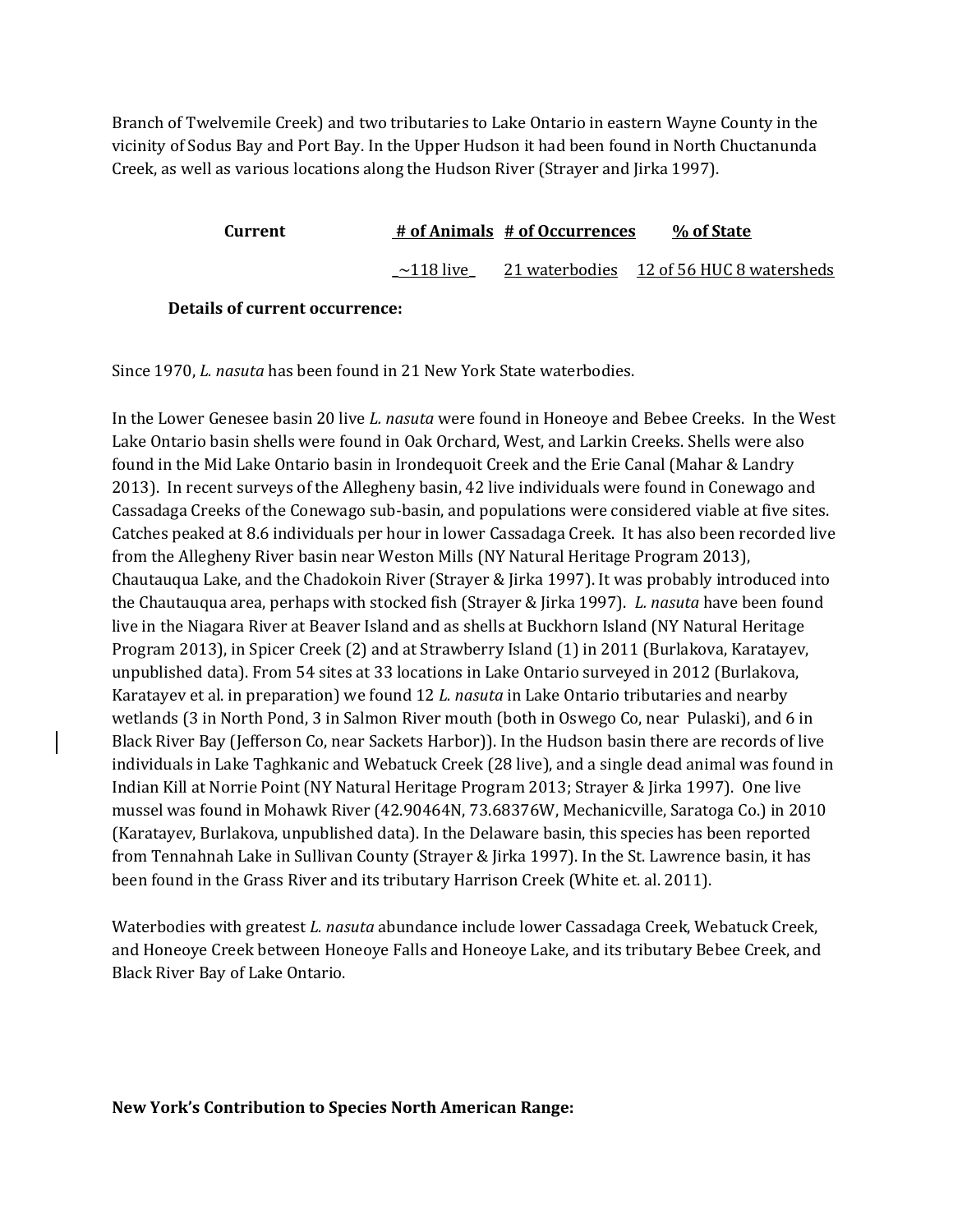Branch of Twelvemile Creek) and two tributaries to Lake Ontario in eastern Wayne County in the vicinity of Sodus Bay and Port Bay. In the Upper Hudson it had been found in North Chuctanunda Creek, as well as various locations along the Hudson River (Strayer and Jirka 1997).

| **Current** | **# of Animals** | **# of Occurrences** | **% of State** |
|---|---|---|---|
| | ~118 live | 21 waterbodies | 12 of 56 HUC 8 watersheds |

**Details of current occurrence:**

Since 1970, *L. nasuta* has been found in 21 New York State waterbodies.

In the Lower Genesee basin 20 live *L. nasuta* were found in Honeoye and Bebee Creeks. In the West Lake Ontario basin shells were found in Oak Orchard, West, and Larkin Creeks. Shells were also found in the Mid Lake Ontario basin in Irondequoit Creek and the Erie Canal (Mahar & Landry 2013). In recent surveys of the Allegheny basin, 42 live individuals were found in Conewago and Cassadaga Creeks of the Conewago sub-basin, and populations were considered viable at five sites. Catches peaked at 8.6 individuals per hour in lower Cassadaga Creek. It has also been recorded live from the Allegheny River basin near Weston Mills (NY Natural Heritage Program 2013), Chautauqua Lake, and the Chadokoin River (Strayer & Jirka 1997). It was probably introduced into the Chautauqua area, perhaps with stocked fish (Strayer & Jirka 1997). *L. nasuta* have been found live in the Niagara River at Beaver Island and as shells at Buckhorn Island (NY Natural Heritage Program 2013), in Spicer Creek (2) and at Strawberry Island (1) in 2011 (Burlakova, Karatayev, unpublished data). From 54 sites at 33 locations in Lake Ontario surveyed in 2012 (Burlakova, Karatayev et al. in preparation) we found 12 *L. nasuta* in Lake Ontario tributaries and nearby wetlands (3 in North Pond, 3 in Salmon River mouth (both in Oswego Co, near Pulaski), and 6 in Black River Bay (Jefferson Co, near Sackets Harbor)). In the Hudson basin there are records of live individuals in Lake Taghkanic and Webatuck Creek (28 live), and a single dead animal was found in Indian Kill at Norrie Point (NY Natural Heritage Program 2013; Strayer & Jirka 1997). One live mussel was found in Mohawk River (42.90464N, 73.68376W, Mechanicville, Saratoga Co.) in 2010 (Karatayev, Burlakova, unpublished data). In the Delaware basin, this species has been reported from Tennahnah Lake in Sullivan County (Strayer & Jirka 1997). In the St. Lawrence basin, it has been found in the Grass River and its tributary Harrison Creek (White et. al. 2011).

Waterbodies with greatest *L. nasuta* abundance include lower Cassadaga Creek, Webatuck Creek, and Honeoye Creek between Honeoye Falls and Honeoye Lake, and its tributary Bebee Creek, and Black River Bay of Lake Ontario.

**New York's Contribution to Species North American Range:**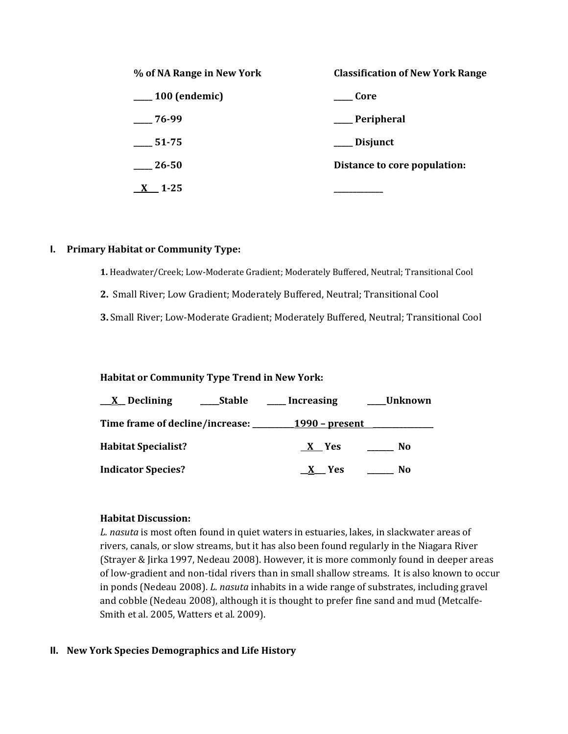| % of NA Range in New York | Classification of New York Range |
|---|---|
| _____ 100 (endemic) | _____ Core |
| _____ 76-99 | _____ Peripheral |
| _____ 51-75 | _____ Disjunct |
| _____ 26-50 | Distance to core population: |
| __X__ 1-25 | _____________ |

## I. Primary Habitat or Community Type:

**1.** Headwater/Creek; Low-Moderate Gradient; Moderately Buffered, Neutral; Transitional Cool

**2.** Small River; Low Gradient; Moderately Buffered, Neutral; Transitional Cool

**3.** Small River; Low-Moderate Gradient; Moderately Buffered, Neutral; Transitional Cool

**Habitat or Community Type Trend in New York:**

**__X__ Declining _____Stable _____ Increasing _____Unknown**

**Time frame of decline/increase:** ___________1990 – present_______________

**Habitat Specialist?** __X__ Yes _______ No

**Indicator Species?** __X__ Yes _______ No

**Habitat Discussion:**

*L. nasuta* is most often found in quiet waters in estuaries, lakes, in slackwater areas of rivers, canals, or slow streams, but it has also been found regularly in the Niagara River (Strayer & Jirka 1997, Nedeau 2008). However, it is more commonly found in deeper areas of low-gradient and non-tidal rivers than in small shallow streams. It is also known to occur in ponds (Nedeau 2008). *L. nasuta* inhabits in a wide range of substrates, including gravel and cobble (Nedeau 2008), although it is thought to prefer fine sand and mud (Metcalfe-Smith et al. 2005, Watters et al. 2009).

## II. New York Species Demographics and Life History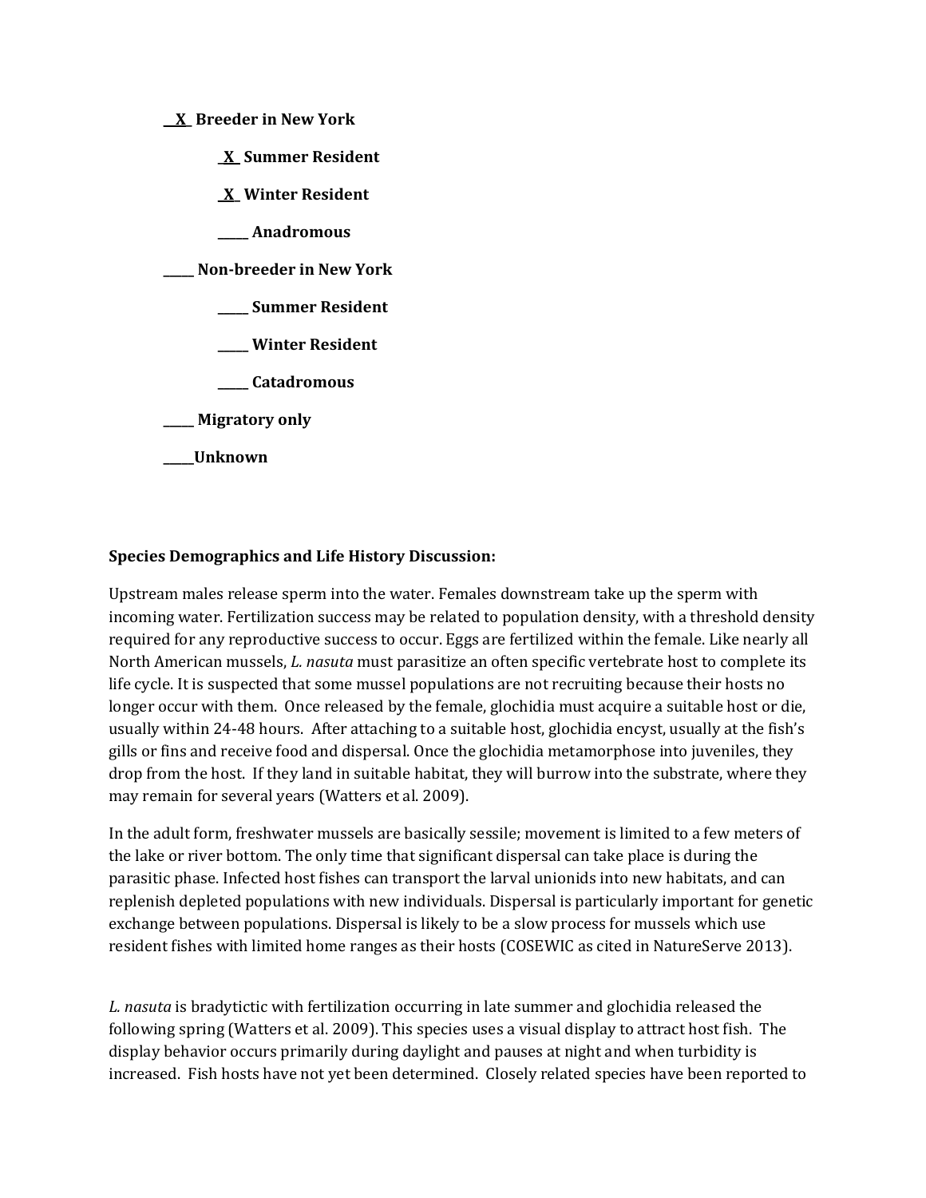**__X_ Breeder in New York**

**_X_ Summer Resident**

**_X_ Winter Resident**

**_____ Anadromous**

**_____ Non-breeder in New York**

**_____ Summer Resident**

**_____ Winter Resident**

**_____ Catadromous**

**_____ Migratory only**

**_____Unknown**

**Species Demographics and Life History Discussion:**

Upstream males release sperm into the water. Females downstream take up the sperm with incoming water. Fertilization success may be related to population density, with a threshold density required for any reproductive success to occur. Eggs are fertilized within the female. Like nearly all North American mussels, *L. nasuta* must parasitize an often specific vertebrate host to complete its life cycle. It is suspected that some mussel populations are not recruiting because their hosts no longer occur with them. Once released by the female, glochidia must acquire a suitable host or die, usually within 24-48 hours. After attaching to a suitable host, glochidia encyst, usually at the fish's gills or fins and receive food and dispersal. Once the glochidia metamorphose into juveniles, they drop from the host. If they land in suitable habitat, they will burrow into the substrate, where they may remain for several years (Watters et al. 2009).

In the adult form, freshwater mussels are basically sessile; movement is limited to a few meters of the lake or river bottom. The only time that significant dispersal can take place is during the parasitic phase. Infected host fishes can transport the larval unionids into new habitats, and can replenish depleted populations with new individuals. Dispersal is particularly important for genetic exchange between populations. Dispersal is likely to be a slow process for mussels which use resident fishes with limited home ranges as their hosts (COSEWIC as cited in NatureServe 2013).

*L. nasuta* is bradytictic with fertilization occurring in late summer and glochidia released the following spring (Watters et al. 2009). This species uses a visual display to attract host fish. The display behavior occurs primarily during daylight and pauses at night and when turbidity is increased. Fish hosts have not yet been determined. Closely related species have been reported to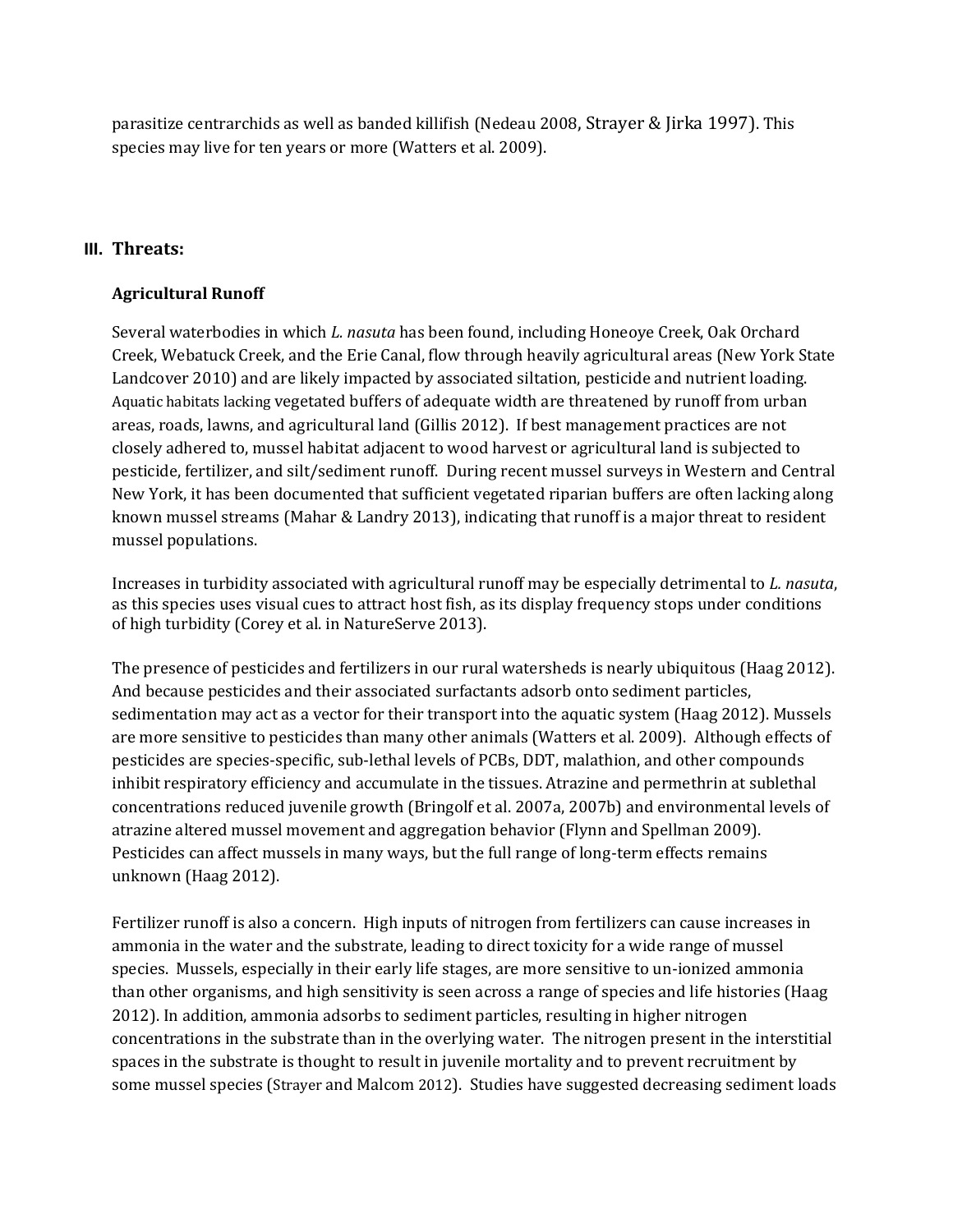parasitize centrarchids as well as banded killifish (Nedeau 2008, Strayer & Jirka 1997). This species may live for ten years or more (Watters et al. 2009).

## III. Threats:

### Agricultural Runoff

Several waterbodies in which *L. nasuta* has been found, including Honeoye Creek, Oak Orchard Creek, Webatuck Creek, and the Erie Canal, flow through heavily agricultural areas (New York State Landcover 2010) and are likely impacted by associated siltation, pesticide and nutrient loading. Aquatic habitats lacking vegetated buffers of adequate width are threatened by runoff from urban areas, roads, lawns, and agricultural land (Gillis 2012). If best management practices are not closely adhered to, mussel habitat adjacent to wood harvest or agricultural land is subjected to pesticide, fertilizer, and silt/sediment runoff. During recent mussel surveys in Western and Central New York, it has been documented that sufficient vegetated riparian buffers are often lacking along known mussel streams (Mahar & Landry 2013), indicating that runoff is a major threat to resident mussel populations.

Increases in turbidity associated with agricultural runoff may be especially detrimental to *L. nasuta*, as this species uses visual cues to attract host fish, as its display frequency stops under conditions of high turbidity (Corey et al. in NatureServe 2013).

The presence of pesticides and fertilizers in our rural watersheds is nearly ubiquitous (Haag 2012). And because pesticides and their associated surfactants adsorb onto sediment particles, sedimentation may act as a vector for their transport into the aquatic system (Haag 2012). Mussels are more sensitive to pesticides than many other animals (Watters et al. 2009). Although effects of pesticides are species-specific, sub-lethal levels of PCBs, DDT, malathion, and other compounds inhibit respiratory efficiency and accumulate in the tissues. Atrazine and permethrin at sublethal concentrations reduced juvenile growth (Bringolf et al. 2007a, 2007b) and environmental levels of atrazine altered mussel movement and aggregation behavior (Flynn and Spellman 2009). Pesticides can affect mussels in many ways, but the full range of long-term effects remains unknown (Haag 2012).

Fertilizer runoff is also a concern. High inputs of nitrogen from fertilizers can cause increases in ammonia in the water and the substrate, leading to direct toxicity for a wide range of mussel species. Mussels, especially in their early life stages, are more sensitive to un-ionized ammonia than other organisms, and high sensitivity is seen across a range of species and life histories (Haag 2012). In addition, ammonia adsorbs to sediment particles, resulting in higher nitrogen concentrations in the substrate than in the overlying water. The nitrogen present in the interstitial spaces in the substrate is thought to result in juvenile mortality and to prevent recruitment by some mussel species (Strayer and Malcom 2012). Studies have suggested decreasing sediment loads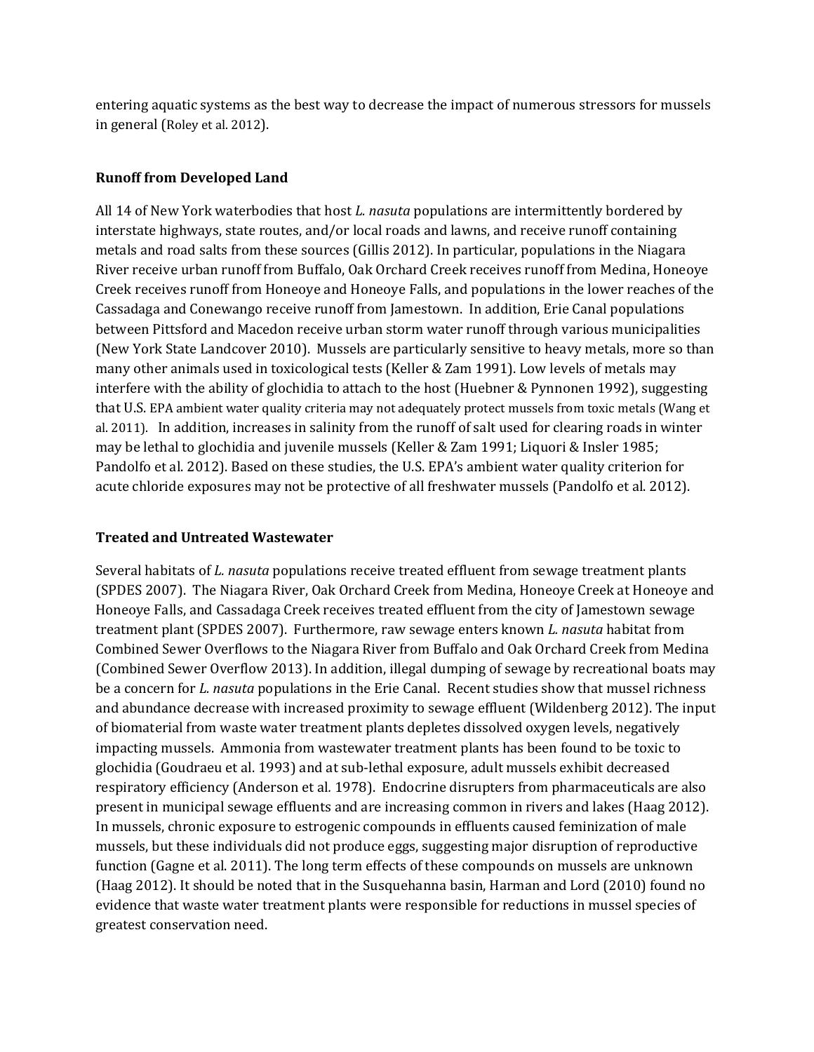entering aquatic systems as the best way to decrease the impact of numerous stressors for mussels in general (Roley et al. 2012).

### Runoff from Developed Land

All 14 of New York waterbodies that host *L. nasuta* populations are intermittently bordered by interstate highways, state routes, and/or local roads and lawns, and receive runoff containing metals and road salts from these sources (Gillis 2012). In particular, populations in the Niagara River receive urban runoff from Buffalo, Oak Orchard Creek receives runoff from Medina, Honeoye Creek receives runoff from Honeoye and Honeoye Falls, and populations in the lower reaches of the Cassadaga and Conewango receive runoff from Jamestown. In addition, Erie Canal populations between Pittsford and Macedon receive urban storm water runoff through various municipalities (New York State Landcover 2010). Mussels are particularly sensitive to heavy metals, more so than many other animals used in toxicological tests (Keller & Zam 1991). Low levels of metals may interfere with the ability of glochidia to attach to the host (Huebner & Pynnonen 1992), suggesting that U.S. EPA ambient water quality criteria may not adequately protect mussels from toxic metals (Wang et al. 2011). In addition, increases in salinity from the runoff of salt used for clearing roads in winter may be lethal to glochidia and juvenile mussels (Keller & Zam 1991; Liquori & Insler 1985; Pandolfo et al. 2012). Based on these studies, the U.S. EPA's ambient water quality criterion for acute chloride exposures may not be protective of all freshwater mussels (Pandolfo et al. 2012).

### Treated and Untreated Wastewater

Several habitats of *L. nasuta* populations receive treated effluent from sewage treatment plants (SPDES 2007). The Niagara River, Oak Orchard Creek from Medina, Honeoye Creek at Honeoye and Honeoye Falls, and Cassadaga Creek receives treated effluent from the city of Jamestown sewage treatment plant (SPDES 2007). Furthermore, raw sewage enters known *L. nasuta* habitat from Combined Sewer Overflows to the Niagara River from Buffalo and Oak Orchard Creek from Medina (Combined Sewer Overflow 2013). In addition, illegal dumping of sewage by recreational boats may be a concern for *L. nasuta* populations in the Erie Canal. Recent studies show that mussel richness and abundance decrease with increased proximity to sewage effluent (Wildenberg 2012). The input of biomaterial from waste water treatment plants depletes dissolved oxygen levels, negatively impacting mussels. Ammonia from wastewater treatment plants has been found to be toxic to glochidia (Goudraeu et al. 1993) and at sub-lethal exposure, adult mussels exhibit decreased respiratory efficiency (Anderson et al. 1978). Endocrine disrupters from pharmaceuticals are also present in municipal sewage effluents and are increasing common in rivers and lakes (Haag 2012). In mussels, chronic exposure to estrogenic compounds in effluents caused feminization of male mussels, but these individuals did not produce eggs, suggesting major disruption of reproductive function (Gagne et al. 2011). The long term effects of these compounds on mussels are unknown (Haag 2012). It should be noted that in the Susquehanna basin, Harman and Lord (2010) found no evidence that waste water treatment plants were responsible for reductions in mussel species of greatest conservation need.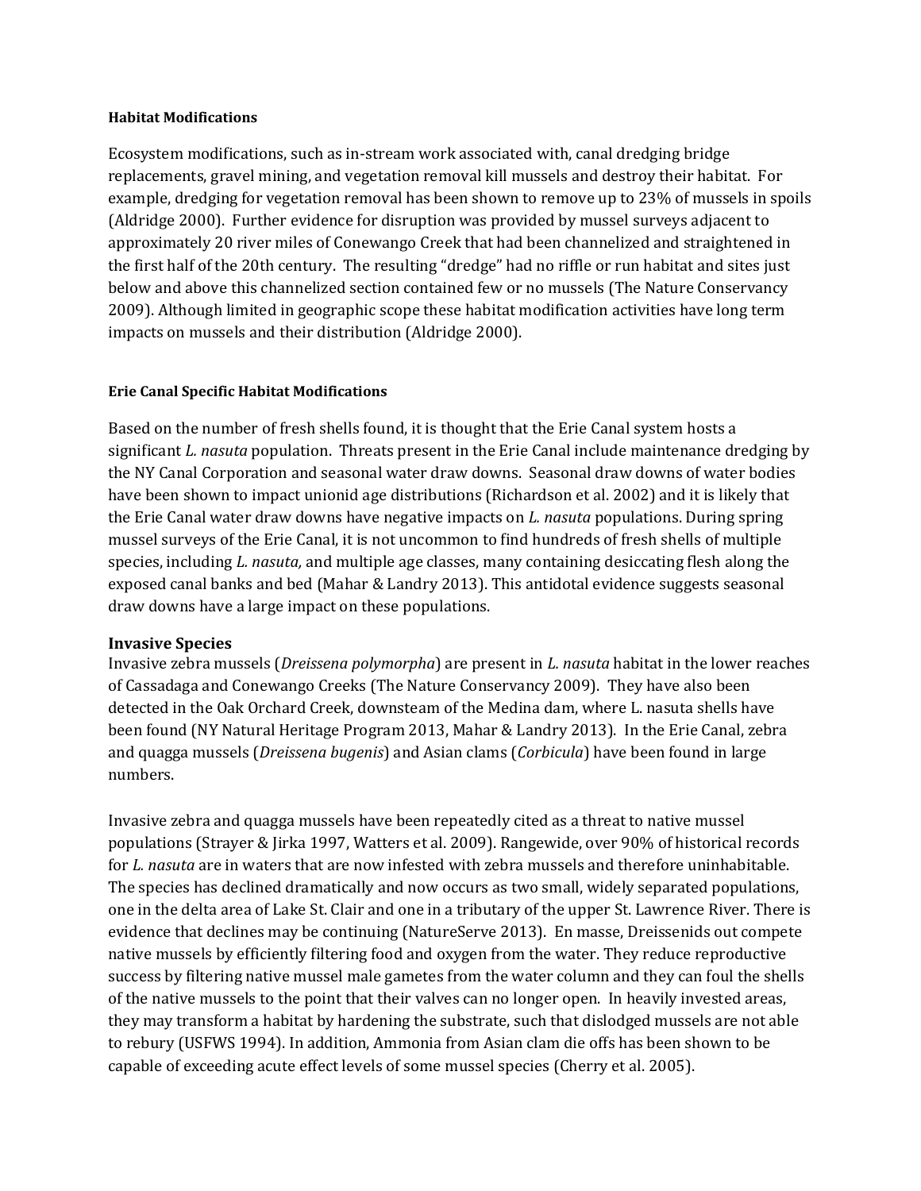#### Habitat Modifications

Ecosystem modifications, such as in-stream work associated with, canal dredging bridge replacements, gravel mining, and vegetation removal kill mussels and destroy their habitat. For example, dredging for vegetation removal has been shown to remove up to 23% of mussels in spoils (Aldridge 2000). Further evidence for disruption was provided by mussel surveys adjacent to approximately 20 river miles of Conewango Creek that had been channelized and straightened in the first half of the 20th century. The resulting "dredge" had no riffle or run habitat and sites just below and above this channelized section contained few or no mussels (The Nature Conservancy 2009). Although limited in geographic scope these habitat modification activities have long term impacts on mussels and their distribution (Aldridge 2000).

#### Erie Canal Specific Habitat Modifications

Based on the number of fresh shells found, it is thought that the Erie Canal system hosts a significant *L. nasuta* population. Threats present in the Erie Canal include maintenance dredging by the NY Canal Corporation and seasonal water draw downs. Seasonal draw downs of water bodies have been shown to impact unionid age distributions (Richardson et al. 2002) and it is likely that the Erie Canal water draw downs have negative impacts on *L. nasuta* populations. During spring mussel surveys of the Erie Canal, it is not uncommon to find hundreds of fresh shells of multiple species, including *L. nasuta,* and multiple age classes, many containing desiccating flesh along the exposed canal banks and bed (Mahar & Landry 2013). This antidotal evidence suggests seasonal draw downs have a large impact on these populations.

### Invasive Species

Invasive zebra mussels (*Dreissena polymorpha*) are present in *L. nasuta* habitat in the lower reaches of Cassadaga and Conewango Creeks (The Nature Conservancy 2009). They have also been detected in the Oak Orchard Creek, downsteam of the Medina dam, where L. nasuta shells have been found (NY Natural Heritage Program 2013, Mahar & Landry 2013). In the Erie Canal, zebra and quagga mussels (*Dreissena bugenis*) and Asian clams (*Corbicula*) have been found in large numbers.

Invasive zebra and quagga mussels have been repeatedly cited as a threat to native mussel populations (Strayer & Jirka 1997, Watters et al. 2009). Rangewide, over 90% of historical records for *L. nasuta* are in waters that are now infested with zebra mussels and therefore uninhabitable. The species has declined dramatically and now occurs as two small, widely separated populations, one in the delta area of Lake St. Clair and one in a tributary of the upper St. Lawrence River. There is evidence that declines may be continuing (NatureServe 2013). En masse, Dreissenids out compete native mussels by efficiently filtering food and oxygen from the water. They reduce reproductive success by filtering native mussel male gametes from the water column and they can foul the shells of the native mussels to the point that their valves can no longer open. In heavily invested areas, they may transform a habitat by hardening the substrate, such that dislodged mussels are not able to rebury (USFWS 1994). In addition, Ammonia from Asian clam die offs has been shown to be capable of exceeding acute effect levels of some mussel species (Cherry et al. 2005).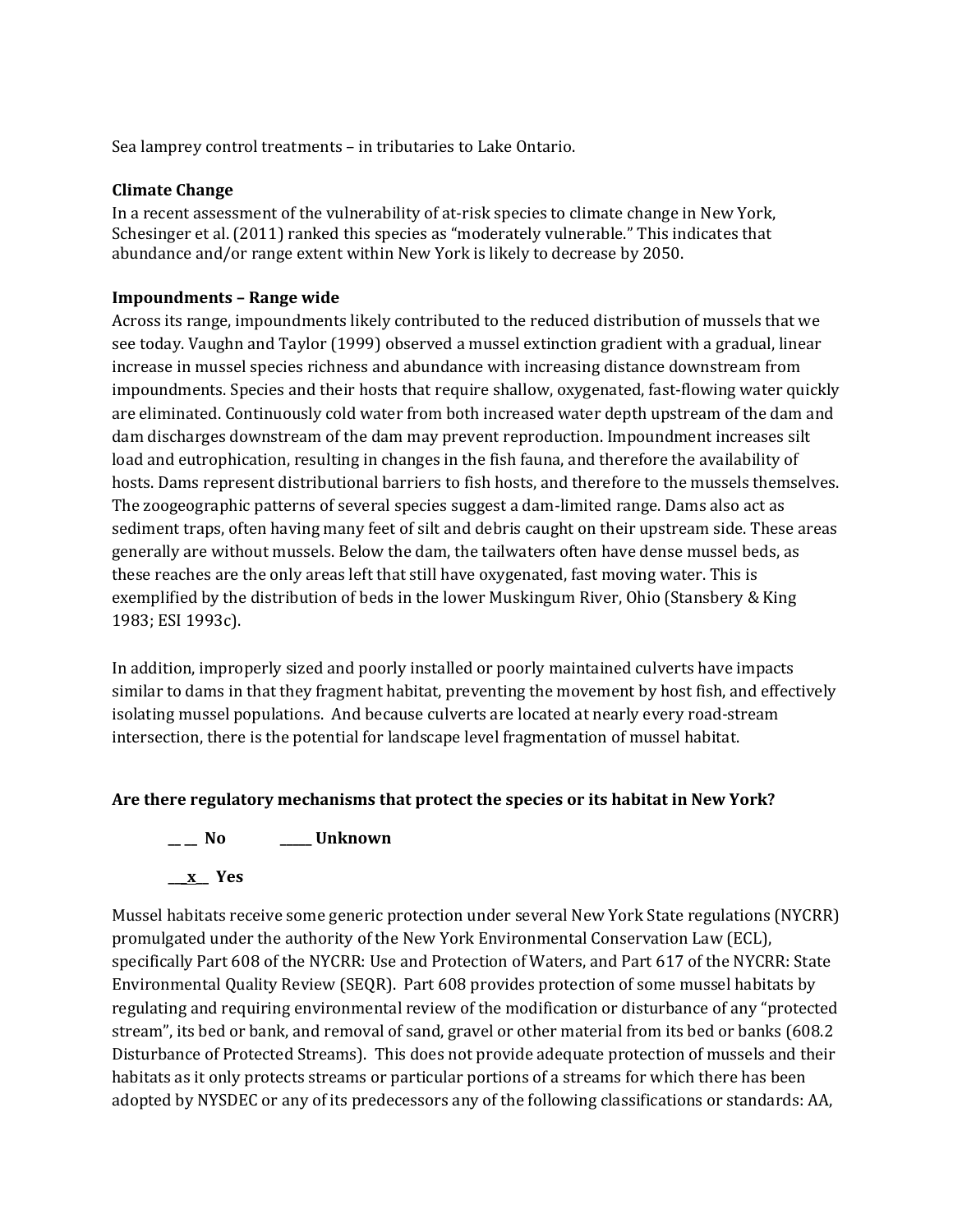Sea lamprey control treatments – in tributaries to Lake Ontario.

**Climate Change**
In a recent assessment of the vulnerability of at-risk species to climate change in New York, Schesinger et al. (2011) ranked this species as "moderately vulnerable." This indicates that abundance and/or range extent within New York is likely to decrease by 2050.

**Impoundments – Range wide**
Across its range, impoundments likely contributed to the reduced distribution of mussels that we see today. Vaughn and Taylor (1999) observed a mussel extinction gradient with a gradual, linear increase in mussel species richness and abundance with increasing distance downstream from impoundments. Species and their hosts that require shallow, oxygenated, fast-flowing water quickly are eliminated. Continuously cold water from both increased water depth upstream of the dam and dam discharges downstream of the dam may prevent reproduction. Impoundment increases silt load and eutrophication, resulting in changes in the fish fauna, and therefore the availability of hosts. Dams represent distributional barriers to fish hosts, and therefore to the mussels themselves. The zoogeographic patterns of several species suggest a dam-limited range. Dams also act as sediment traps, often having many feet of silt and debris caught on their upstream side. These areas generally are without mussels. Below the dam, the tailwaters often have dense mussel beds, as these reaches are the only areas left that still have oxygenated, fast moving water. This is exemplified by the distribution of beds in the lower Muskingum River, Ohio (Stansbery & King 1983; ESI 1993c).

In addition, improperly sized and poorly installed or poorly maintained culverts have impacts similar to dams in that they fragment habitat, preventing the movement by host fish, and effectively isolating mussel populations. And because culverts are located at nearly every road-stream intersection, there is the potential for landscape level fragmentation of mussel habitat.

**Are there regulatory mechanisms that protect the species or its habitat in New York?**

**__ __ No** **_____ Unknown**

**__x__ Yes**

Mussel habitats receive some generic protection under several New York State regulations (NYCRR) promulgated under the authority of the New York Environmental Conservation Law (ECL), specifically Part 608 of the NYCRR: Use and Protection of Waters, and Part 617 of the NYCRR: State Environmental Quality Review (SEQR). Part 608 provides protection of some mussel habitats by regulating and requiring environmental review of the modification or disturbance of any "protected stream", its bed or bank, and removal of sand, gravel or other material from its bed or banks (608.2 Disturbance of Protected Streams). This does not provide adequate protection of mussels and their habitats as it only protects streams or particular portions of a streams for which there has been adopted by NYSDEC or any of its predecessors any of the following classifications or standards: AA,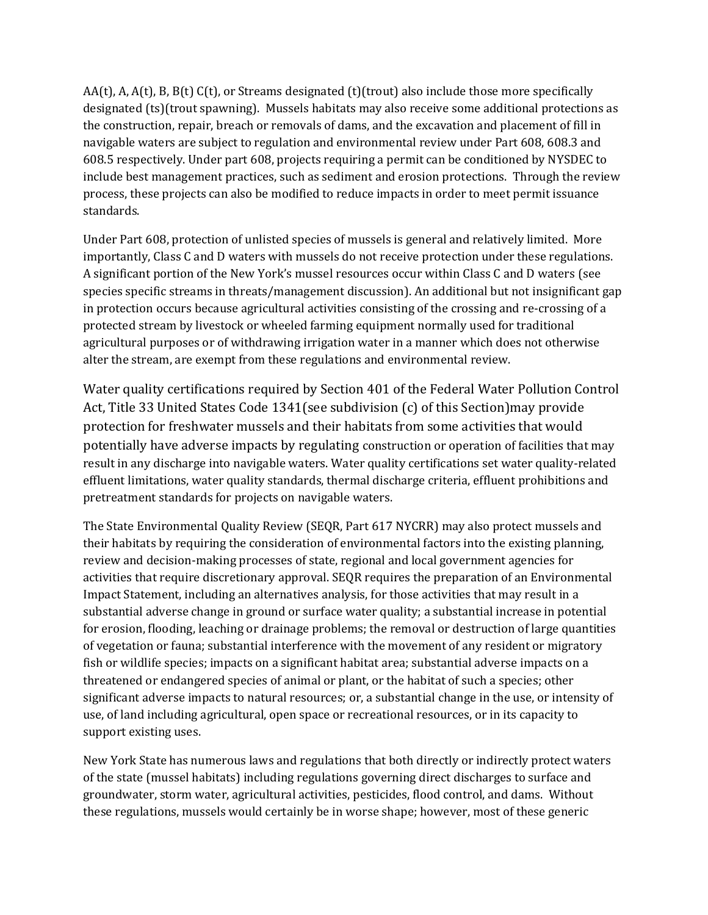AA(t), A, A(t), B, B(t) C(t), or Streams designated (t)(trout) also include those more specifically designated (ts)(trout spawning). Mussels habitats may also receive some additional protections as the construction, repair, breach or removals of dams, and the excavation and placement of fill in navigable waters are subject to regulation and environmental review under Part 608, 608.3 and 608.5 respectively. Under part 608, projects requiring a permit can be conditioned by NYSDEC to include best management practices, such as sediment and erosion protections. Through the review process, these projects can also be modified to reduce impacts in order to meet permit issuance standards.

Under Part 608, protection of unlisted species of mussels is general and relatively limited. More importantly, Class C and D waters with mussels do not receive protection under these regulations. A significant portion of the New York's mussel resources occur within Class C and D waters (see species specific streams in threats/management discussion). An additional but not insignificant gap in protection occurs because agricultural activities consisting of the crossing and re-crossing of a protected stream by livestock or wheeled farming equipment normally used for traditional agricultural purposes or of withdrawing irrigation water in a manner which does not otherwise alter the stream, are exempt from these regulations and environmental review.

Water quality certifications required by Section 401 of the Federal Water Pollution Control Act, Title 33 United States Code 1341(see subdivision (c) of this Section)may provide protection for freshwater mussels and their habitats from some activities that would potentially have adverse impacts by regulating construction or operation of facilities that may result in any discharge into navigable waters. Water quality certifications set water quality-related effluent limitations, water quality standards, thermal discharge criteria, effluent prohibitions and pretreatment standards for projects on navigable waters.

The State Environmental Quality Review (SEQR, Part 617 NYCRR) may also protect mussels and their habitats by requiring the consideration of environmental factors into the existing planning, review and decision-making processes of state, regional and local government agencies for activities that require discretionary approval. SEQR requires the preparation of an Environmental Impact Statement, including an alternatives analysis, for those activities that may result in a substantial adverse change in ground or surface water quality; a substantial increase in potential for erosion, flooding, leaching or drainage problems; the removal or destruction of large quantities of vegetation or fauna; substantial interference with the movement of any resident or migratory fish or wildlife species; impacts on a significant habitat area; substantial adverse impacts on a threatened or endangered species of animal or plant, or the habitat of such a species; other significant adverse impacts to natural resources; or, a substantial change in the use, or intensity of use, of land including agricultural, open space or recreational resources, or in its capacity to support existing uses.

New York State has numerous laws and regulations that both directly or indirectly protect waters of the state (mussel habitats) including regulations governing direct discharges to surface and groundwater, storm water, agricultural activities, pesticides, flood control, and dams. Without these regulations, mussels would certainly be in worse shape; however, most of these generic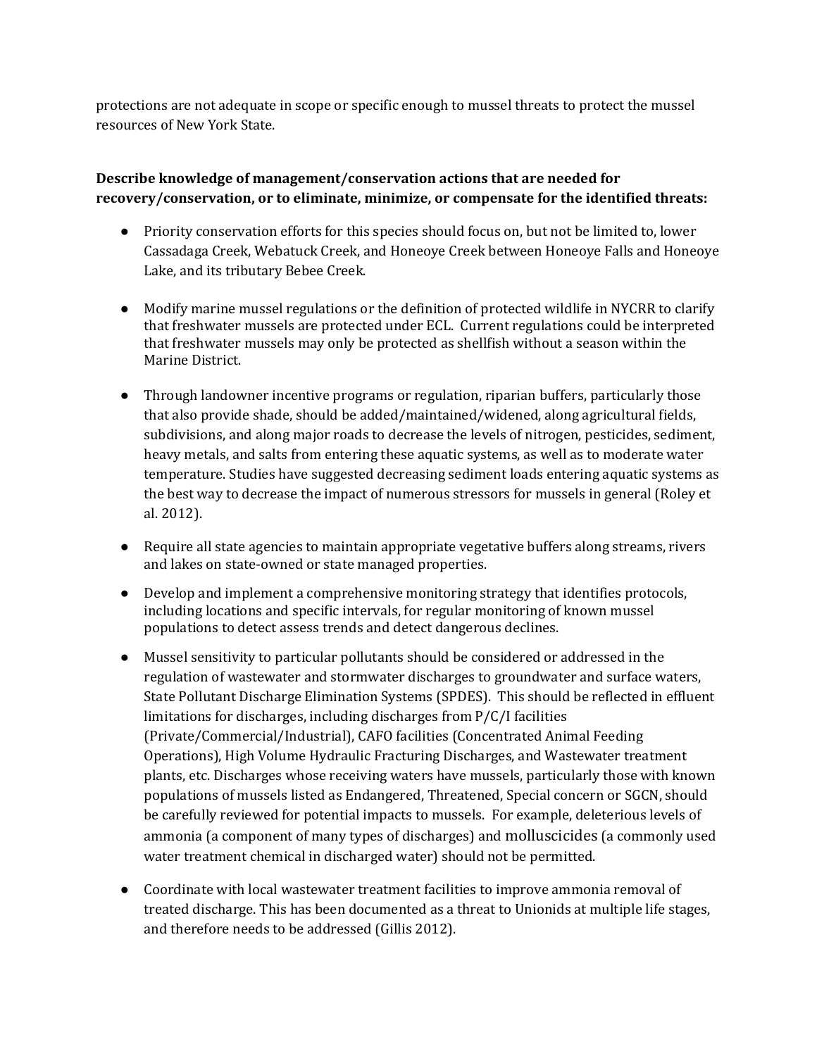protections are not adequate in scope or specific enough to mussel threats to protect the mussel resources of New York State.

**Describe knowledge of management/conservation actions that are needed for recovery/conservation, or to eliminate, minimize, or compensate for the identified threats:**

- Priority conservation efforts for this species should focus on, but not be limited to, lower Cassadaga Creek, Webatuck Creek, and Honeoye Creek between Honeoye Falls and Honeoye Lake, and its tributary Bebee Creek.
- Modify marine mussel regulations or the definition of protected wildlife in NYCRR to clarify that freshwater mussels are protected under ECL. Current regulations could be interpreted that freshwater mussels may only be protected as shellfish without a season within the Marine District.
- Through landowner incentive programs or regulation, riparian buffers, particularly those that also provide shade, should be added/maintained/widened, along agricultural fields, subdivisions, and along major roads to decrease the levels of nitrogen, pesticides, sediment, heavy metals, and salts from entering these aquatic systems, as well as to moderate water temperature. Studies have suggested decreasing sediment loads entering aquatic systems as the best way to decrease the impact of numerous stressors for mussels in general (Roley et al. 2012).
- Require all state agencies to maintain appropriate vegetative buffers along streams, rivers and lakes on state-owned or state managed properties.
- Develop and implement a comprehensive monitoring strategy that identifies protocols, including locations and specific intervals, for regular monitoring of known mussel populations to detect assess trends and detect dangerous declines.
- Mussel sensitivity to particular pollutants should be considered or addressed in the regulation of wastewater and stormwater discharges to groundwater and surface waters, State Pollutant Discharge Elimination Systems (SPDES). This should be reflected in effluent limitations for discharges, including discharges from P/C/I facilities (Private/Commercial/Industrial), CAFO facilities (Concentrated Animal Feeding Operations), High Volume Hydraulic Fracturing Discharges, and Wastewater treatment plants, etc. Discharges whose receiving waters have mussels, particularly those with known populations of mussels listed as Endangered, Threatened, Special concern or SGCN, should be carefully reviewed for potential impacts to mussels. For example, deleterious levels of ammonia (a component of many types of discharges) and molluscicides (a commonly used water treatment chemical in discharged water) should not be permitted.
- Coordinate with local wastewater treatment facilities to improve ammonia removal of treated discharge. This has been documented as a threat to Unionids at multiple life stages, and therefore needs to be addressed (Gillis 2012).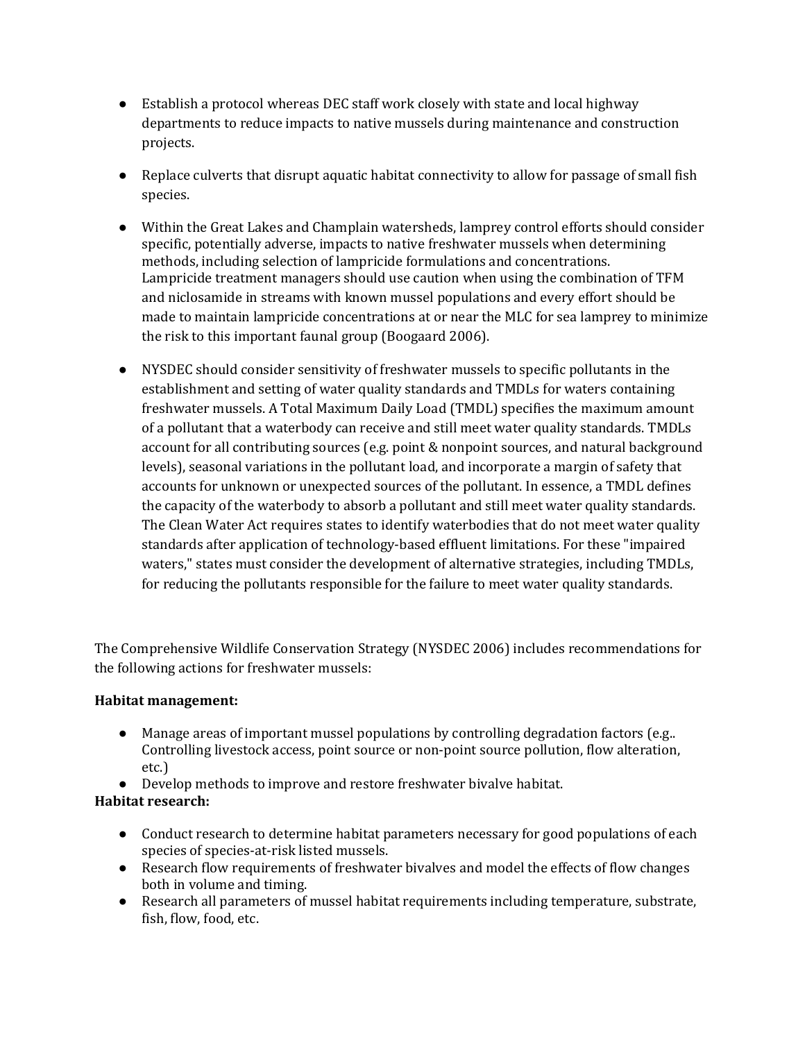- Establish a protocol whereas DEC staff work closely with state and local highway departments to reduce impacts to native mussels during maintenance and construction projects.

- Replace culverts that disrupt aquatic habitat connectivity to allow for passage of small fish species.

- Within the Great Lakes and Champlain watersheds, lamprey control efforts should consider specific, potentially adverse, impacts to native freshwater mussels when determining methods, including selection of lampricide formulations and concentrations. Lampricide treatment managers should use caution when using the combination of TFM and niclosamide in streams with known mussel populations and every effort should be made to maintain lampricide concentrations at or near the MLC for sea lamprey to minimize the risk to this important faunal group (Boogaard 2006).

- NYSDEC should consider sensitivity of freshwater mussels to specific pollutants in the establishment and setting of water quality standards and TMDLs for waters containing freshwater mussels. A Total Maximum Daily Load (TMDL) specifies the maximum amount of a pollutant that a waterbody can receive and still meet water quality standards. TMDLs account for all contributing sources (e.g. point & nonpoint sources, and natural background levels), seasonal variations in the pollutant load, and incorporate a margin of safety that accounts for unknown or unexpected sources of the pollutant. In essence, a TMDL defines the capacity of the waterbody to absorb a pollutant and still meet water quality standards. The Clean Water Act requires states to identify waterbodies that do not meet water quality standards after application of technology-based effluent limitations. For these "impaired waters," states must consider the development of alternative strategies, including TMDLs, for reducing the pollutants responsible for the failure to meet water quality standards.

The Comprehensive Wildlife Conservation Strategy (NYSDEC 2006) includes recommendations for the following actions for freshwater mussels:

**Habitat management:**

- Manage areas of important mussel populations by controlling degradation factors (e.g.. Controlling livestock access, point source or non-point source pollution, flow alteration, etc.)
- Develop methods to improve and restore freshwater bivalve habitat.

**Habitat research:**

- Conduct research to determine habitat parameters necessary for good populations of each species of species-at-risk listed mussels.
- Research flow requirements of freshwater bivalves and model the effects of flow changes both in volume and timing.
- Research all parameters of mussel habitat requirements including temperature, substrate, fish, flow, food, etc.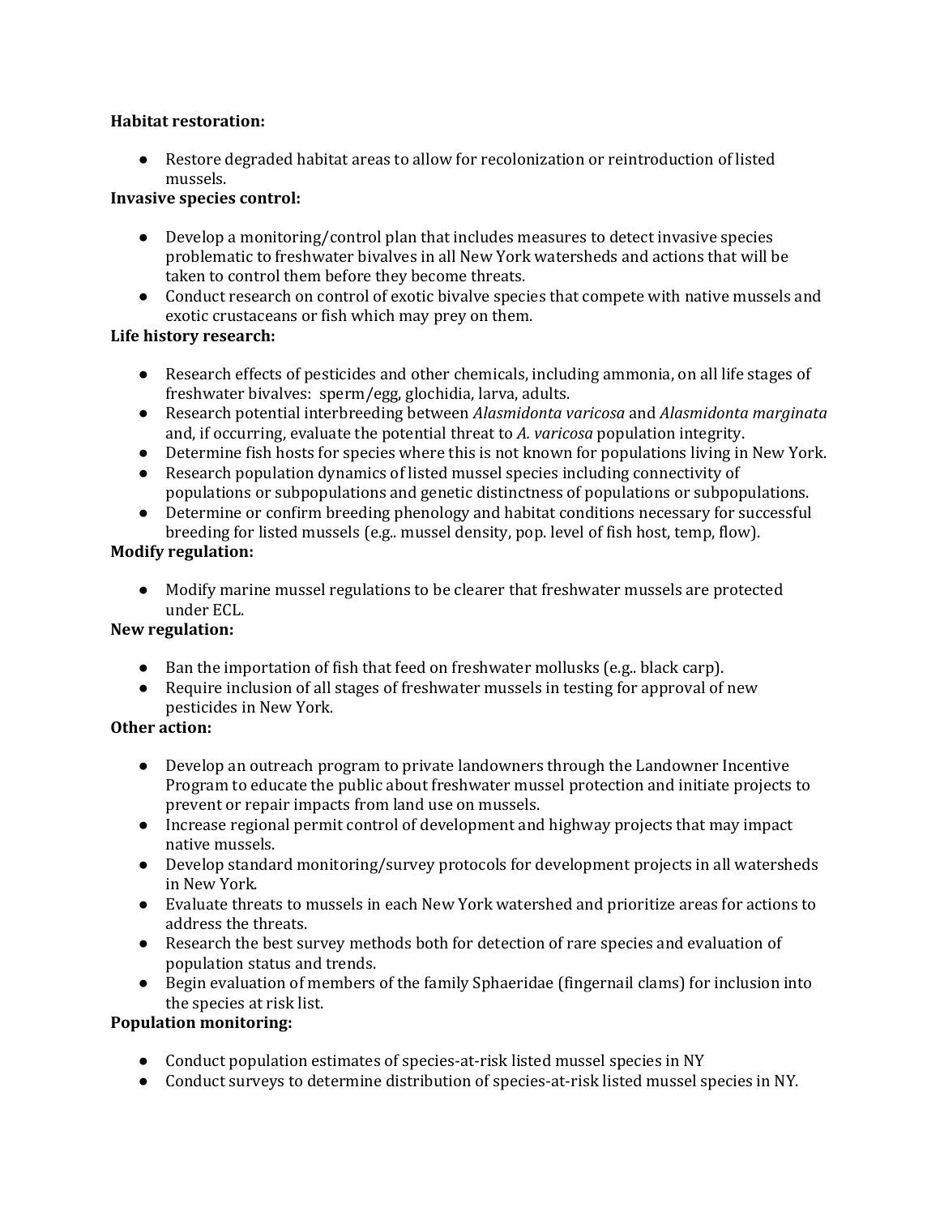**Habitat restoration:**

- Restore degraded habitat areas to allow for recolonization or reintroduction of listed mussels.

**Invasive species control:**

- Develop a monitoring/control plan that includes measures to detect invasive species problematic to freshwater bivalves in all New York watersheds and actions that will be taken to control them before they become threats.
- Conduct research on control of exotic bivalve species that compete with native mussels and exotic crustaceans or fish which may prey on them.

**Life history research:**

- Research effects of pesticides and other chemicals, including ammonia, on all life stages of freshwater bivalves: sperm/egg, glochidia, larva, adults.
- Research potential interbreeding between *Alasmidonta varicosa* and *Alasmidonta marginata* and, if occurring, evaluate the potential threat to *A. varicosa* population integrity.
- Determine fish hosts for species where this is not known for populations living in New York.
- Research population dynamics of listed mussel species including connectivity of populations or subpopulations and genetic distinctness of populations or subpopulations.
- Determine or confirm breeding phenology and habitat conditions necessary for successful breeding for listed mussels (e.g.. mussel density, pop. level of fish host, temp, flow).

**Modify regulation:**

- Modify marine mussel regulations to be clearer that freshwater mussels are protected under ECL.

**New regulation:**

- Ban the importation of fish that feed on freshwater mollusks (e.g.. black carp).
- Require inclusion of all stages of freshwater mussels in testing for approval of new pesticides in New York.

**Other action:**

- Develop an outreach program to private landowners through the Landowner Incentive Program to educate the public about freshwater mussel protection and initiate projects to prevent or repair impacts from land use on mussels.
- Increase regional permit control of development and highway projects that may impact native mussels.
- Develop standard monitoring/survey protocols for development projects in all watersheds in New York.
- Evaluate threats to mussels in each New York watershed and prioritize areas for actions to address the threats.
- Research the best survey methods both for detection of rare species and evaluation of population status and trends.
- Begin evaluation of members of the family Sphaeridae (fingernail clams) for inclusion into the species at risk list.

**Population monitoring:**

- Conduct population estimates of species-at-risk listed mussel species in NY
- Conduct surveys to determine distribution of species-at-risk listed mussel species in NY.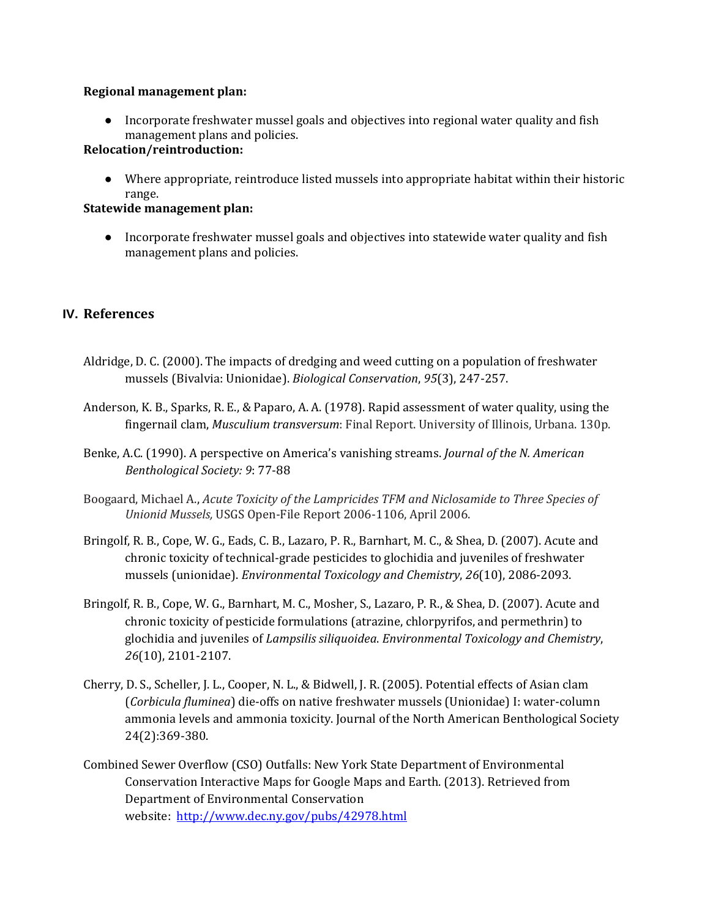**Regional management plan:**

- Incorporate freshwater mussel goals and objectives into regional water quality and fish management plans and policies.

**Relocation/reintroduction:**

- Where appropriate, reintroduce listed mussels into appropriate habitat within their historic range.

**Statewide management plan:**

- Incorporate freshwater mussel goals and objectives into statewide water quality and fish management plans and policies.

## IV. References

Aldridge, D. C. (2000). The impacts of dredging and weed cutting on a population of freshwater mussels (Bivalvia: Unionidae). *Biological Conservation*, *95*(3), 247-257.

Anderson, K. B., Sparks, R. E., & Paparo, A. A. (1978). Rapid assessment of water quality, using the fingernail clam, *Musculium transversum*: Final Report. University of Illinois, Urbana. 130p.

Benke, A.C. (1990). A perspective on America's vanishing streams. *Journal of the N. American Benthological Society: 9*: 77-88

Boogaard, Michael A., *Acute Toxicity of the Lampricides TFM and Niclosamide to Three Species of Unionid Mussels,* USGS Open-File Report 2006-1106, April 2006.

Bringolf, R. B., Cope, W. G., Eads, C. B., Lazaro, P. R., Barnhart, M. C., & Shea, D. (2007). Acute and chronic toxicity of technical-grade pesticides to glochidia and juveniles of freshwater mussels (unionidae). *Environmental Toxicology and Chemistry*, *26*(10), 2086-2093.

Bringolf, R. B., Cope, W. G., Barnhart, M. C., Mosher, S., Lazaro, P. R., & Shea, D. (2007). Acute and chronic toxicity of pesticide formulations (atrazine, chlorpyrifos, and permethrin) to glochidia and juveniles of *Lampsilis siliquoidea*. *Environmental Toxicology and Chemistry*, *26*(10), 2101-2107.

Cherry, D. S., Scheller, J. L., Cooper, N. L., & Bidwell, J. R. (2005). Potential effects of Asian clam (*Corbicula fluminea*) die-offs on native freshwater mussels (Unionidae) I: water-column ammonia levels and ammonia toxicity. Journal of the North American Benthological Society 24(2):369-380.

Combined Sewer Overflow (CSO) Outfalls: New York State Department of Environmental Conservation Interactive Maps for Google Maps and Earth. (2013). Retrieved from Department of Environmental Conservation website: http://www.dec.ny.gov/pubs/42978.html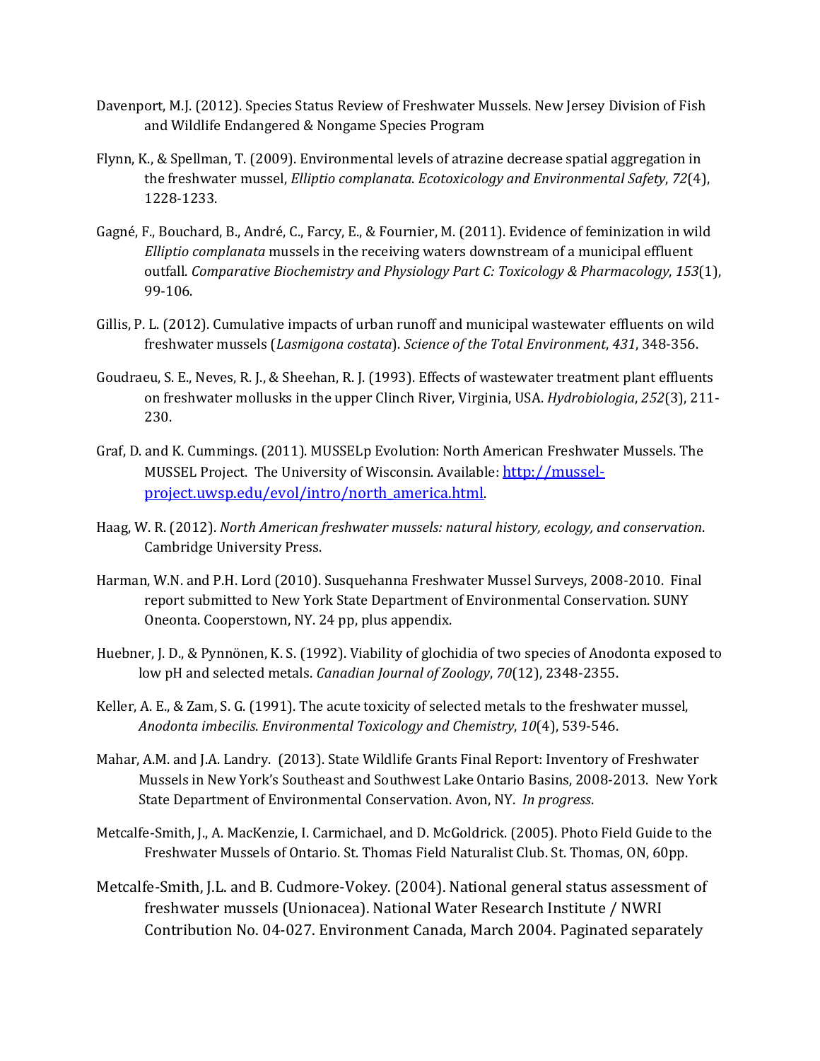Davenport, M.J. (2012). Species Status Review of Freshwater Mussels. New Jersey Division of Fish and Wildlife Endangered & Nongame Species Program

Flynn, K., & Spellman, T. (2009). Environmental levels of atrazine decrease spatial aggregation in the freshwater mussel, *Elliptio complanata*. *Ecotoxicology and Environmental Safety*, *72*(4), 1228-1233.

Gagné, F., Bouchard, B., André, C., Farcy, E., & Fournier, M. (2011). Evidence of feminization in wild *Elliptio complanata* mussels in the receiving waters downstream of a municipal effluent outfall. *Comparative Biochemistry and Physiology Part C: Toxicology & Pharmacology*, *153*(1), 99-106.

Gillis, P. L. (2012). Cumulative impacts of urban runoff and municipal wastewater effluents on wild freshwater mussels (*Lasmigona costata*). *Science of the Total Environment*, *431*, 348-356.

Goudraeu, S. E., Neves, R. J., & Sheehan, R. J. (1993). Effects of wastewater treatment plant effluents on freshwater mollusks in the upper Clinch River, Virginia, USA. *Hydrobiologia*, *252*(3), 211-230.

Graf, D. and K. Cummings. (2011). MUSSELp Evolution: North American Freshwater Mussels. The MUSSEL Project. The University of Wisconsin. Available: [http://mussel-project.uwsp.edu/evol/intro/north_america.html](http://mussel-project.uwsp.edu/evol/intro/north_america.html).

Haag, W. R. (2012). *North American freshwater mussels: natural history, ecology, and conservation*. Cambridge University Press.

Harman, W.N. and P.H. Lord (2010). Susquehanna Freshwater Mussel Surveys, 2008-2010. Final report submitted to New York State Department of Environmental Conservation. SUNY Oneonta. Cooperstown, NY. 24 pp, plus appendix.

Huebner, J. D., & Pynnönen, K. S. (1992). Viability of glochidia of two species of Anodonta exposed to low pH and selected metals. *Canadian Journal of Zoology*, *70*(12), 2348-2355.

Keller, A. E., & Zam, S. G. (1991). The acute toxicity of selected metals to the freshwater mussel, *Anodonta imbecilis*. *Environmental Toxicology and Chemistry*, *10*(4), 539-546.

Mahar, A.M. and J.A. Landry. (2013). State Wildlife Grants Final Report: Inventory of Freshwater Mussels in New York's Southeast and Southwest Lake Ontario Basins, 2008-2013. New York State Department of Environmental Conservation. Avon, NY. *In progress*.

Metcalfe-Smith, J., A. MacKenzie, I. Carmichael, and D. McGoldrick. (2005). Photo Field Guide to the Freshwater Mussels of Ontario. St. Thomas Field Naturalist Club. St. Thomas, ON, 60pp.

Metcalfe-Smith, J.L. and B. Cudmore-Vokey. (2004). National general status assessment of freshwater mussels (Unionacea). National Water Research Institute / NWRI Contribution No. 04-027. Environment Canada, March 2004. Paginated separately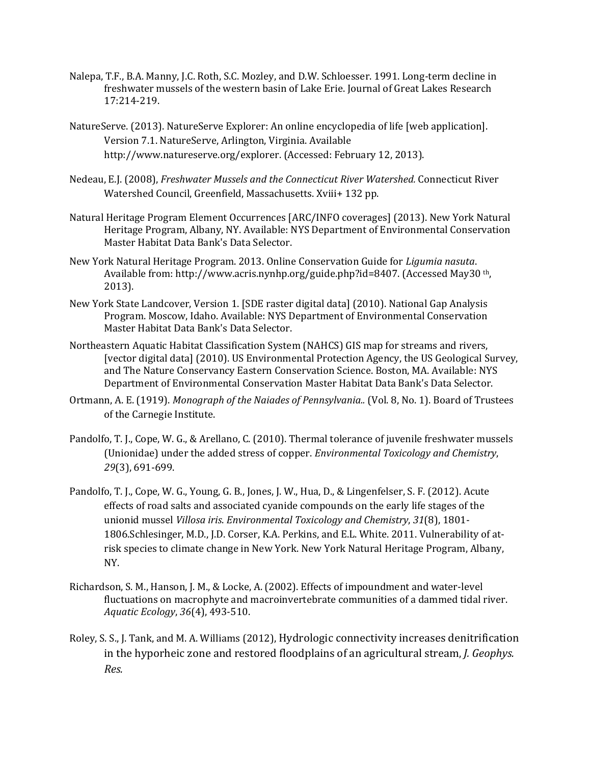Nalepa, T.F., B.A. Manny, J.C. Roth, S.C. Mozley, and D.W. Schloesser. 1991. Long-term decline in freshwater mussels of the western basin of Lake Erie. Journal of Great Lakes Research 17:214-219.

NatureServe. (2013). NatureServe Explorer: An online encyclopedia of life [web application]. Version 7.1. NatureServe, Arlington, Virginia. Available http://www.natureserve.org/explorer. (Accessed: February 12, 2013).

Nedeau, E.J. (2008), *Freshwater Mussels and the Connecticut River Watershed.* Connecticut River Watershed Council, Greenfield, Massachusetts. Xviii+ 132 pp.

Natural Heritage Program Element Occurrences [ARC/INFO coverages] (2013). New York Natural Heritage Program, Albany, NY. Available: NYS Department of Environmental Conservation Master Habitat Data Bank's Data Selector.

New York Natural Heritage Program. 2013. Online Conservation Guide for *Ligumia nasuta*. Available from: http://www.acris.nynhp.org/guide.php?id=8407. (Accessed May30 th, 2013).

New York State Landcover, Version 1. [SDE raster digital data] (2010). National Gap Analysis Program. Moscow, Idaho. Available: NYS Department of Environmental Conservation Master Habitat Data Bank's Data Selector.

Northeastern Aquatic Habitat Classification System (NAHCS) GIS map for streams and rivers, [vector digital data] (2010). US Environmental Protection Agency, the US Geological Survey, and The Nature Conservancy Eastern Conservation Science. Boston, MA. Available: NYS Department of Environmental Conservation Master Habitat Data Bank's Data Selector.

Ortmann, A. E. (1919). *Monograph of the Naiades of Pennsylvania..* (Vol. 8, No. 1). Board of Trustees of the Carnegie Institute.

Pandolfo, T. J., Cope, W. G., & Arellano, C. (2010). Thermal tolerance of juvenile freshwater mussels (Unionidae) under the added stress of copper. *Environmental Toxicology and Chemistry*, *29*(3), 691-699.

Pandolfo, T. J., Cope, W. G., Young, G. B., Jones, J. W., Hua, D., & Lingenfelser, S. F. (2012). Acute effects of road salts and associated cyanide compounds on the early life stages of the unionid mussel *Villosa iris*. *Environmental Toxicology and Chemistry*, *31*(8), 1801-1806.Schlesinger, M.D., J.D. Corser, K.A. Perkins, and E.L. White. 2011. Vulnerability of at-risk species to climate change in New York. New York Natural Heritage Program, Albany, NY.

Richardson, S. M., Hanson, J. M., & Locke, A. (2002). Effects of impoundment and water-level fluctuations on macrophyte and macroinvertebrate communities of a dammed tidal river. *Aquatic Ecology*, *36*(4), 493-510.

Roley, S. S., J. Tank, and M. A. Williams (2012), Hydrologic connectivity increases denitrification in the hyporheic zone and restored floodplains of an agricultural stream, *J. Geophys. Res.*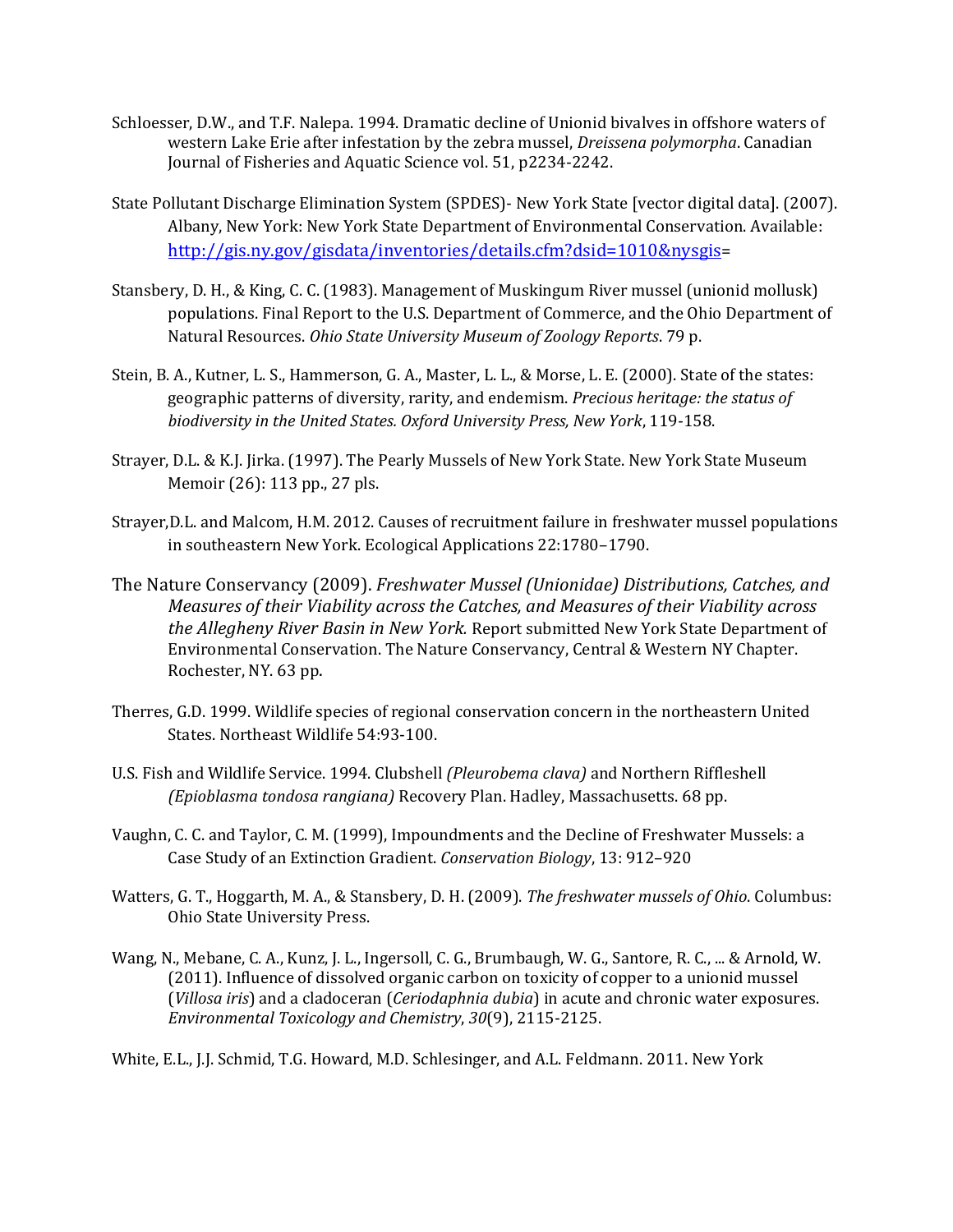Schloesser, D.W., and T.F. Nalepa. 1994. Dramatic decline of Unionid bivalves in offshore waters of western Lake Erie after infestation by the zebra mussel, *Dreissena polymorpha*. Canadian Journal of Fisheries and Aquatic Science vol. 51, p2234-2242.

State Pollutant Discharge Elimination System (SPDES)- New York State [vector digital data]. (2007). Albany, New York: New York State Department of Environmental Conservation. Available: [http://gis.ny.gov/gisdata/inventories/details.cfm?dsid=1010&nysgis](http://gis.ny.gov/gisdata/inventories/details.cfm?dsid=1010&nysgis)=

Stansbery, D. H., & King, C. C. (1983). Management of Muskingum River mussel (unionid mollusk) populations. Final Report to the U.S. Department of Commerce, and the Ohio Department of Natural Resources. *Ohio State University Museum of Zoology Reports*. 79 p.

Stein, B. A., Kutner, L. S., Hammerson, G. A., Master, L. L., & Morse, L. E. (2000). State of the states: geographic patterns of diversity, rarity, and endemism. *Precious heritage: the status of biodiversity in the United States. Oxford University Press, New York*, 119-158.

Strayer, D.L. & K.J. Jirka. (1997). The Pearly Mussels of New York State. New York State Museum Memoir (26): 113 pp., 27 pls.

Strayer,D.L. and Malcom, H.M. 2012. Causes of recruitment failure in freshwater mussel populations in southeastern New York. Ecological Applications 22:1780–1790.

The Nature Conservancy (2009). *Freshwater Mussel (Unionidae) Distributions, Catches, and Measures of their Viability across the Catches, and Measures of their Viability across the Allegheny River Basin in New York.* Report submitted New York State Department of Environmental Conservation. The Nature Conservancy, Central & Western NY Chapter. Rochester, NY. 63 pp.

Therres, G.D. 1999. Wildlife species of regional conservation concern in the northeastern United States. Northeast Wildlife 54:93-100.

U.S. Fish and Wildlife Service. 1994. Clubshell *(Pleurobema clava)* and Northern Riffleshell *(Epioblasma tondosa rangiana)* Recovery Plan. Hadley, Massachusetts. 68 pp.

Vaughn, C. C. and Taylor, C. M. (1999), Impoundments and the Decline of Freshwater Mussels: a Case Study of an Extinction Gradient. *Conservation Biology*, 13: 912–920

Watters, G. T., Hoggarth, M. A., & Stansbery, D. H. (2009). *The freshwater mussels of Ohio*. Columbus: Ohio State University Press.

Wang, N., Mebane, C. A., Kunz, J. L., Ingersoll, C. G., Brumbaugh, W. G., Santore, R. C., ... & Arnold, W. (2011). Influence of dissolved organic carbon on toxicity of copper to a unionid mussel (*Villosa iris*) and a cladoceran (*Ceriodaphnia dubia*) in acute and chronic water exposures. *Environmental Toxicology and Chemistry*, *30*(9), 2115-2125.

White, E.L., J.J. Schmid, T.G. Howard, M.D. Schlesinger, and A.L. Feldmann. 2011. New York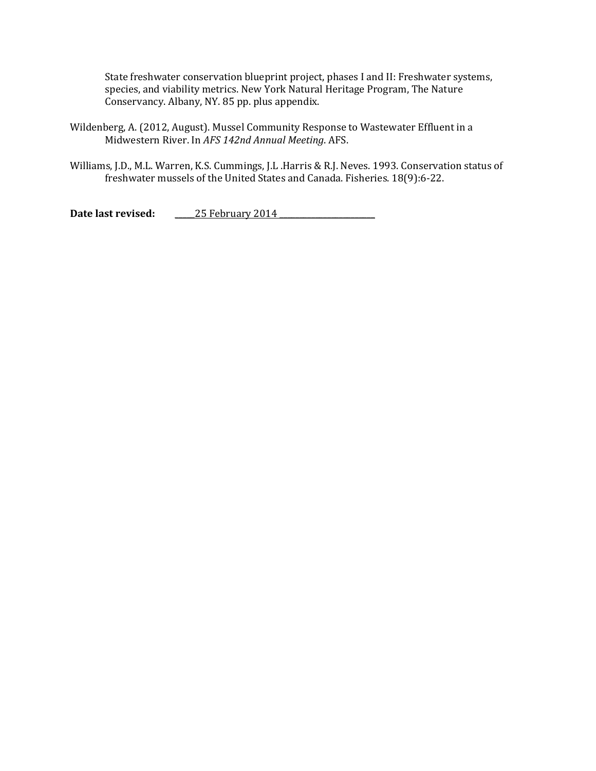State freshwater conservation blueprint project, phases I and II: Freshwater systems, species, and viability metrics. New York Natural Heritage Program, The Nature Conservancy. Albany, NY. 85 pp. plus appendix.

Wildenberg, A. (2012, August). Mussel Community Response to Wastewater Effluent in a Midwestern River. In *AFS 142nd Annual Meeting*. AFS.

Williams, J.D., M.L. Warren, K.S. Cummings, J.L .Harris & R.J. Neves. 1993. Conservation status of freshwater mussels of the United States and Canada. Fisheries. 18(9):6-22.

**Date last revised:** 25 February 2014